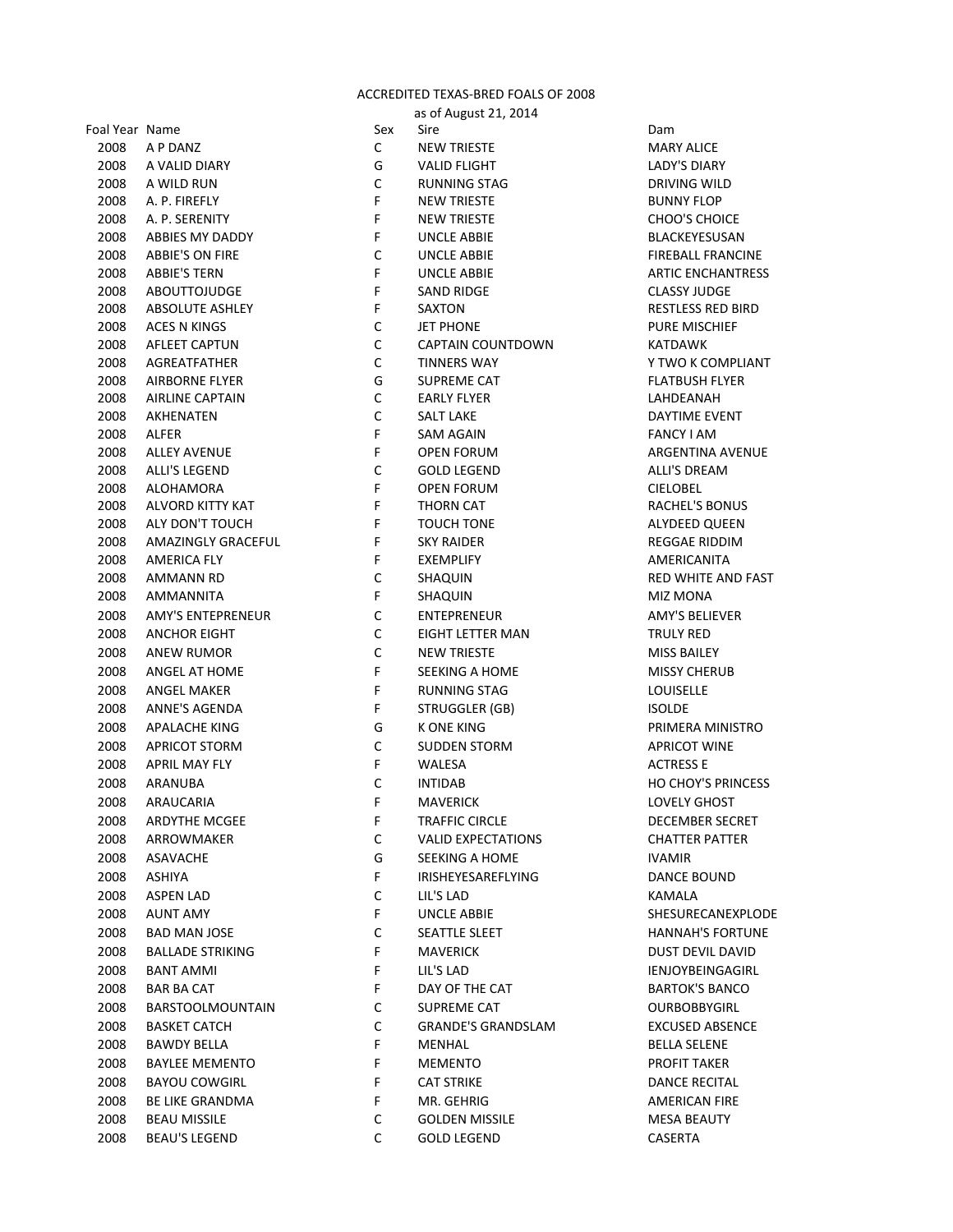# ACCREDITED TEXAS-BRED FOALS OF 2008

as of August 21, 2014

| Foal Year | Name | Sex | Sire | Dam |
|---|---|---|---|---|
| 2008 | A P DANZ | C | NEW TRIESTE | MARY ALICE |
| 2008 | A VALID DIARY | G | VALID FLIGHT | LADY'S DIARY |
| 2008 | A WILD RUN | C | RUNNING STAG | DRIVING WILD |
| 2008 | A. P. FIREFLY | F | NEW TRIESTE | BUNNY FLOP |
| 2008 | A. P. SERENITY | F | NEW TRIESTE | CHOO'S CHOICE |
| 2008 | ABBIES MY DADDY | F | UNCLE ABBIE | BLACKEYESUSAN |
| 2008 | ABBIE'S ON FIRE | C | UNCLE ABBIE | FIREBALL FRANCINE |
| 2008 | ABBIE'S TERN | F | UNCLE ABBIE | ARTIC ENCHANTRESS |
| 2008 | ABOUTTOJUDGE | F | SAND RIDGE | CLASSY JUDGE |
| 2008 | ABSOLUTE ASHLEY | F | SAXTON | RESTLESS RED BIRD |
| 2008 | ACES N KINGS | C | JET PHONE | PURE MISCHIEF |
| 2008 | AFLEET CAPTUN | C | CAPTAIN COUNTDOWN | KATDAWK |
| 2008 | AGREATFATHER | C | TINNERS WAY | Y TWO K COMPLIANT |
| 2008 | AIRBORNE FLYER | G | SUPREME CAT | FLATBUSH FLYER |
| 2008 | AIRLINE CAPTAIN | C | EARLY FLYER | LAHDEANAH |
| 2008 | AKHENATEN | C | SALT LAKE | DAYTIME EVENT |
| 2008 | ALFER | F | SAM AGAIN | FANCY I AM |
| 2008 | ALLEY AVENUE | F | OPEN FORUM | ARGENTINA AVENUE |
| 2008 | ALLI'S LEGEND | C | GOLD LEGEND | ALLI'S DREAM |
| 2008 | ALOHAMORA | F | OPEN FORUM | CIELOBEL |
| 2008 | ALVORD KITTY KAT | F | THORN CAT | RACHEL'S BONUS |
| 2008 | ALY DON'T TOUCH | F | TOUCH TONE | ALYDEED QUEEN |
| 2008 | AMAZINGLY GRACEFUL | F | SKY RAIDER | REGGAE RIDDIM |
| 2008 | AMERICA FLY | F | EXEMPLIFY | AMERICANITA |
| 2008 | AMMANN RD | C | SHAQUIN | RED WHITE AND FAST |
| 2008 | AMMANNITA | F | SHAQUIN | MIZ MONA |
| 2008 | AMY'S ENTEPRENEUR | C | ENTEPRENEUR | AMY'S BELIEVER |
| 2008 | ANCHOR EIGHT | C | EIGHT LETTER MAN | TRULY RED |
| 2008 | ANEW RUMOR | C | NEW TRIESTE | MISS BAILEY |
| 2008 | ANGEL AT HOME | F | SEEKING A HOME | MISSY CHERUB |
| 2008 | ANGEL MAKER | F | RUNNING STAG | LOUISELLE |
| 2008 | ANNE'S AGENDA | F | STRUGGLER (GB) | ISOLDE |
| 2008 | APALACHE KING | G | K ONE KING | PRIMERA MINISTRO |
| 2008 | APRICOT STORM | C | SUDDEN STORM | APRICOT WINE |
| 2008 | APRIL MAY FLY | F | WALESA | ACTRESS E |
| 2008 | ARANUBA | C | INTIDAB | HO CHOY'S PRINCESS |
| 2008 | ARAUCARIA | F | MAVERICK | LOVELY GHOST |
| 2008 | ARDYTHE MCGEE | F | TRAFFIC CIRCLE | DECEMBER SECRET |
| 2008 | ARROWMAKER | C | VALID EXPECTATIONS | CHATTER PATTER |
| 2008 | ASAVACHE | G | SEEKING A HOME | IVAMIR |
| 2008 | ASHIYA | F | IRISHEYESAREFLYING | DANCE BOUND |
| 2008 | ASPEN LAD | C | LIL'S LAD | KAMALA |
| 2008 | AUNT AMY | F | UNCLE ABBIE | SHESURECANEXPLODE |
| 2008 | BAD MAN JOSE | C | SEATTLE SLEET | HANNAH'S FORTUNE |
| 2008 | BALLADE STRIKING | F | MAVERICK | DUST DEVIL DAVID |
| 2008 | BANT AMMI | F | LIL'S LAD | IENJOYBEINGAGIRL |
| 2008 | BAR BA CAT | F | DAY OF THE CAT | BARTOK'S BANCO |
| 2008 | BARSTOOLMOUNTAIN | C | SUPREME CAT | OURBOBBYGIRL |
| 2008 | BASKET CATCH | C | GRANDE'S GRANDSLAM | EXCUSED ABSENCE |
| 2008 | BAWDY BELLA | F | MENHAL | BELLA SELENE |
| 2008 | BAYLEE MEMENTO | F | MEMENTO | PROFIT TAKER |
| 2008 | BAYOU COWGIRL | F | CAT STRIKE | DANCE RECITAL |
| 2008 | BE LIKE GRANDMA | F | MR. GEHRIG | AMERICAN FIRE |
| 2008 | BEAU MISSILE | C | GOLDEN MISSILE | MESA BEAUTY |
| 2008 | BEAU'S LEGEND | C | GOLD LEGEND | CASERTA |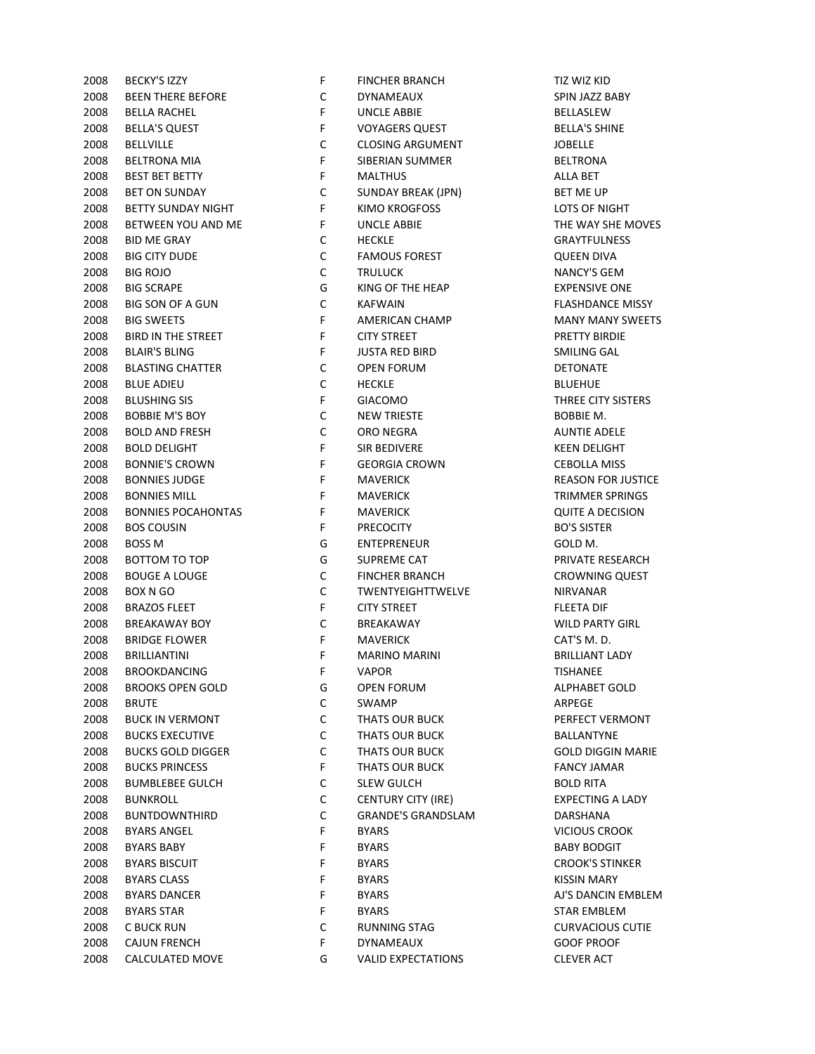| | | | | |
|---|---|---|---|---|
| 2008 | BECKY'S IZZY | F | FINCHER BRANCH | TIZ WIZ KID |
| 2008 | BEEN THERE BEFORE | C | DYNAMEAUX | SPIN JAZZ BABY |
| 2008 | BELLA RACHEL | F | UNCLE ABBIE | BELLASLEW |
| 2008 | BELLA'S QUEST | F | VOYAGERS QUEST | BELLA'S SHINE |
| 2008 | BELLVILLE | C | CLOSING ARGUMENT | JOBELLE |
| 2008 | BELTRONA MIA | F | SIBERIAN SUMMER | BELTRONA |
| 2008 | BEST BET BETTY | F | MALTHUS | ALLA BET |
| 2008 | BET ON SUNDAY | C | SUNDAY BREAK (JPN) | BET ME UP |
| 2008 | BETTY SUNDAY NIGHT | F | KIMO KROGFOSS | LOTS OF NIGHT |
| 2008 | BETWEEN YOU AND ME | F | UNCLE ABBIE | THE WAY SHE MOVES |
| 2008 | BID ME GRAY | C | HECKLE | GRAYTFULNESS |
| 2008 | BIG CITY DUDE | C | FAMOUS FOREST | QUEEN DIVA |
| 2008 | BIG ROJO | C | TRULUCK | NANCY'S GEM |
| 2008 | BIG SCRAPE | G | KING OF THE HEAP | EXPENSIVE ONE |
| 2008 | BIG SON OF A GUN | C | KAFWAIN | FLASHDANCE MISSY |
| 2008 | BIG SWEETS | F | AMERICAN CHAMP | MANY MANY SWEETS |
| 2008 | BIRD IN THE STREET | F | CITY STREET | PRETTY BIRDIE |
| 2008 | BLAIR'S BLING | F | JUSTA RED BIRD | SMILING GAL |
| 2008 | BLASTING CHATTER | C | OPEN FORUM | DETONATE |
| 2008 | BLUE ADIEU | C | HECKLE | BLUEHUE |
| 2008 | BLUSHING SIS | F | GIACOMO | THREE CITY SISTERS |
| 2008 | BOBBIE M'S BOY | C | NEW TRIESTE | BOBBIE M. |
| 2008 | BOLD AND FRESH | C | ORO NEGRA | AUNTIE ADELE |
| 2008 | BOLD DELIGHT | F | SIR BEDIVERE | KEEN DELIGHT |
| 2008 | BONNIE'S CROWN | F | GEORGIA CROWN | CEBOLLA MISS |
| 2008 | BONNIES JUDGE | F | MAVERICK | REASON FOR JUSTICE |
| 2008 | BONNIES MILL | F | MAVERICK | TRIMMER SPRINGS |
| 2008 | BONNIES POCAHONTAS | F | MAVERICK | QUITE A DECISION |
| 2008 | BOS COUSIN | F | PRECOCITY | BO'S SISTER |
| 2008 | BOSS M | G | ENTEPRENEUR | GOLD M. |
| 2008 | BOTTOM TO TOP | G | SUPREME CAT | PRIVATE RESEARCH |
| 2008 | BOUGE A LOUGE | C | FINCHER BRANCH | CROWNING QUEST |
| 2008 | BOX N GO | C | TWENTYEIGHTTWELVE | NIRVANAR |
| 2008 | BRAZOS FLEET | F | CITY STREET | FLEETA DIF |
| 2008 | BREAKAWAY BOY | C | BREAKAWAY | WILD PARTY GIRL |
| 2008 | BRIDGE FLOWER | F | MAVERICK | CAT'S M. D. |
| 2008 | BRILLIANTINI | F | MARINO MARINI | BRILLIANT LADY |
| 2008 | BROOKDANCING | F | VAPOR | TISHANEE |
| 2008 | BROOKS OPEN GOLD | G | OPEN FORUM | ALPHABET GOLD |
| 2008 | BRUTE | C | SWAMP | ARPEGE |
| 2008 | BUCK IN VERMONT | C | THATS OUR BUCK | PERFECT VERMONT |
| 2008 | BUCKS EXECUTIVE | C | THATS OUR BUCK | BALLANTYNE |
| 2008 | BUCKS GOLD DIGGER | C | THATS OUR BUCK | GOLD DIGGIN MARIE |
| 2008 | BUCKS PRINCESS | F | THATS OUR BUCK | FANCY JAMAR |
| 2008 | BUMBLEBEE GULCH | C | SLEW GULCH | BOLD RITA |
| 2008 | BUNKROLL | C | CENTURY CITY (IRE) | EXPECTING A LADY |
| 2008 | BUNTDOWNTHIRD | C | GRANDE'S GRANDSLAM | DARSHANA |
| 2008 | BYARS ANGEL | F | BYARS | VICIOUS CROOK |
| 2008 | BYARS BABY | F | BYARS | BABY BODGIT |
| 2008 | BYARS BISCUIT | F | BYARS | CROOK'S STINKER |
| 2008 | BYARS CLASS | F | BYARS | KISSIN MARY |
| 2008 | BYARS DANCER | F | BYARS | AJ'S DANCIN EMBLEM |
| 2008 | BYARS STAR | F | BYARS | STAR EMBLEM |
| 2008 | C BUCK RUN | C | RUNNING STAG | CURVACIOUS CUTIE |
| 2008 | CAJUN FRENCH | F | DYNAMEAUX | GOOF PROOF |
| 2008 | CALCULATED MOVE | G | VALID EXPECTATIONS | CLEVER ACT |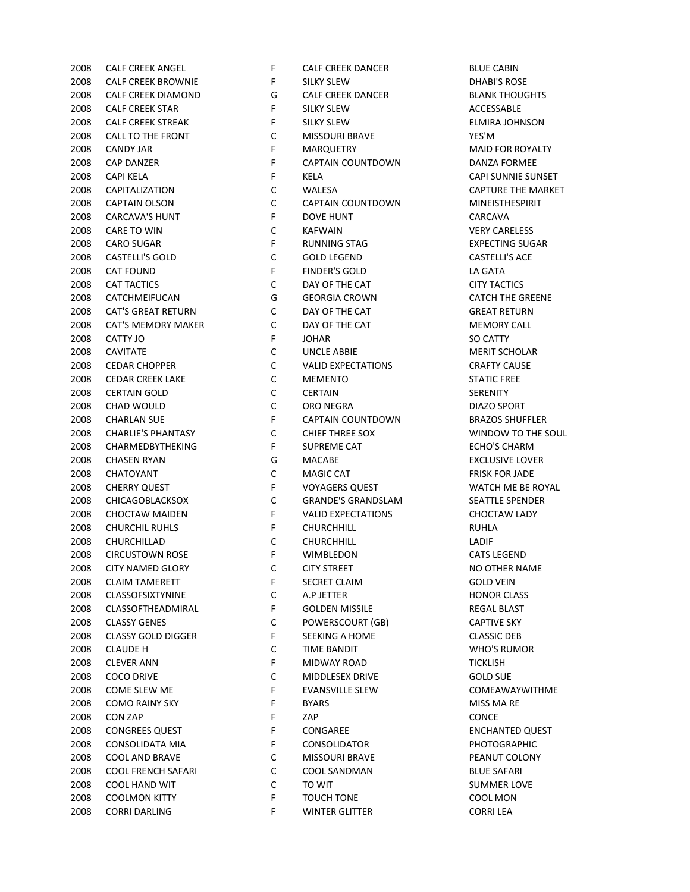| | | | | |
|---|---|---|---|---|
| 2008 | CALF CREEK ANGEL | F | CALF CREEK DANCER | BLUE CABIN |
| 2008 | CALF CREEK BROWNIE | F | SILKY SLEW | DHABI'S ROSE |
| 2008 | CALF CREEK DIAMOND | G | CALF CREEK DANCER | BLANK THOUGHTS |
| 2008 | CALF CREEK STAR | F | SILKY SLEW | ACCESSABLE |
| 2008 | CALF CREEK STREAK | F | SILKY SLEW | ELMIRA JOHNSON |
| 2008 | CALL TO THE FRONT | C | MISSOURI BRAVE | YES'M |
| 2008 | CANDY JAR | F | MARQUETRY | MAID FOR ROYALTY |
| 2008 | CAP DANZER | F | CAPTAIN COUNTDOWN | DANZA FORMEE |
| 2008 | CAPI KELA | F | KELA | CAPI SUNNIE SUNSET |
| 2008 | CAPITALIZATION | C | WALESA | CAPTURE THE MARKET |
| 2008 | CAPTAIN OLSON | C | CAPTAIN COUNTDOWN | MINEISTHESPIRIT |
| 2008 | CARCAVA'S HUNT | F | DOVE HUNT | CARCAVA |
| 2008 | CARE TO WIN | C | KAFWAIN | VERY CARELESS |
| 2008 | CARO SUGAR | F | RUNNING STAG | EXPECTING SUGAR |
| 2008 | CASTELLI'S GOLD | C | GOLD LEGEND | CASTELLI'S ACE |
| 2008 | CAT FOUND | F | FINDER'S GOLD | LA GATA |
| 2008 | CAT TACTICS | C | DAY OF THE CAT | CITY TACTICS |
| 2008 | CATCHMEIFUCAN | G | GEORGIA CROWN | CATCH THE GREENE |
| 2008 | CAT'S GREAT RETURN | C | DAY OF THE CAT | GREAT RETURN |
| 2008 | CAT'S MEMORY MAKER | C | DAY OF THE CAT | MEMORY CALL |
| 2008 | CATTY JO | F | JOHAR | SO CATTY |
| 2008 | CAVITATE | C | UNCLE ABBIE | MERIT SCHOLAR |
| 2008 | CEDAR CHOPPER | C | VALID EXPECTATIONS | CRAFTY CAUSE |
| 2008 | CEDAR CREEK LAKE | C | MEMENTO | STATIC FREE |
| 2008 | CERTAIN GOLD | C | CERTAIN | SERENITY |
| 2008 | CHAD WOULD | C | ORO NEGRA | DIAZO SPORT |
| 2008 | CHARLAN SUE | F | CAPTAIN COUNTDOWN | BRAZOS SHUFFLER |
| 2008 | CHARLIE'S PHANTASY | C | CHIEF THREE SOX | WINDOW TO THE SOUL |
| 2008 | CHARMEDBYTHEKING | F | SUPREME CAT | ECHO'S CHARM |
| 2008 | CHASEN RYAN | G | MACABE | EXCLUSIVE LOVER |
| 2008 | CHATOYANT | C | MAGIC CAT | FRISK FOR JADE |
| 2008 | CHERRY QUEST | F | VOYAGERS QUEST | WATCH ME BE ROYAL |
| 2008 | CHICAGOBLACKSOX | C | GRANDE'S GRANDSLAM | SEATTLE SPENDER |
| 2008 | CHOCTAW MAIDEN | F | VALID EXPECTATIONS | CHOCTAW LADY |
| 2008 | CHURCHIL RUHLS | F | CHURCHHILL | RUHLA |
| 2008 | CHURCHILLAD | C | CHURCHHILL | LADIF |
| 2008 | CIRCUSTOWN ROSE | F | WIMBLEDON | CATS LEGEND |
| 2008 | CITY NAMED GLORY | C | CITY STREET | NO OTHER NAME |
| 2008 | CLAIM TAMERETT | F | SECRET CLAIM | GOLD VEIN |
| 2008 | CLASSOFSIXTYNINE | C | A.P JETTER | HONOR CLASS |
| 2008 | CLASSOFTHEADMIRAL | F | GOLDEN MISSILE | REGAL BLAST |
| 2008 | CLASSY GENES | C | POWERSCOURT (GB) | CAPTIVE SKY |
| 2008 | CLASSY GOLD DIGGER | F | SEEKING A HOME | CLASSIC DEB |
| 2008 | CLAUDE H | C | TIME BANDIT | WHO'S RUMOR |
| 2008 | CLEVER ANN | F | MIDWAY ROAD | TICKLISH |
| 2008 | COCO DRIVE | C | MIDDLESEX DRIVE | GOLD SUE |
| 2008 | COME SLEW ME | F | EVANSVILLE SLEW | COMEAWAYWITHME |
| 2008 | COMO RAINY SKY | F | BYARS | MISS MA RE |
| 2008 | CON ZAP | F | ZAP | CONCE |
| 2008 | CONGREES QUEST | F | CONGAREE | ENCHANTED QUEST |
| 2008 | CONSOLIDATA MIA | F | CONSOLIDATOR | PHOTOGRAPHIC |
| 2008 | COOL AND BRAVE | C | MISSOURI BRAVE | PEANUT COLONY |
| 2008 | COOL FRENCH SAFARI | C | COOL SANDMAN | BLUE SAFARI |
| 2008 | COOL HAND WIT | C | TO WIT | SUMMER LOVE |
| 2008 | COOLMON KITTY | F | TOUCH TONE | COOL MON |
| 2008 | CORRI DARLING | F | WINTER GLITTER | CORRI LEA |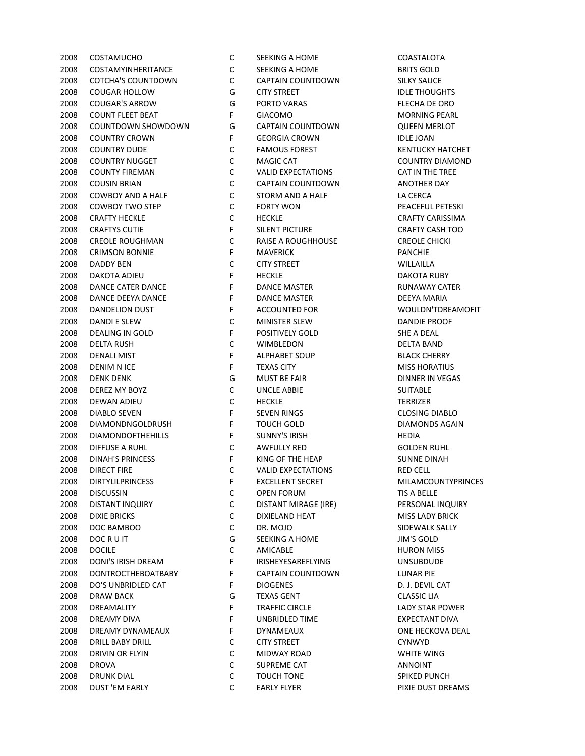| | | | | |
|---|---|---|---|---|
| 2008 | COSTAMUCHO | C | SEEKING A HOME | COASTALOTA |
| 2008 | COSTAMYINHERITANCE | C | SEEKING A HOME | BRITS GOLD |
| 2008 | COTCHA'S COUNTDOWN | C | CAPTAIN COUNTDOWN | SILKY SAUCE |
| 2008 | COUGAR HOLLOW | G | CITY STREET | IDLE THOUGHTS |
| 2008 | COUGAR'S ARROW | G | PORTO VARAS | FLECHA DE ORO |
| 2008 | COUNT FLEET BEAT | F | GIACOMO | MORNING PEARL |
| 2008 | COUNTDOWN SHOWDOWN | G | CAPTAIN COUNTDOWN | QUEEN MERLOT |
| 2008 | COUNTRY CROWN | F | GEORGIA CROWN | IDLE JOAN |
| 2008 | COUNTRY DUDE | C | FAMOUS FOREST | KENTUCKY HATCHET |
| 2008 | COUNTRY NUGGET | C | MAGIC CAT | COUNTRY DIAMOND |
| 2008 | COUNTY FIREMAN | C | VALID EXPECTATIONS | CAT IN THE TREE |
| 2008 | COUSIN BRIAN | C | CAPTAIN COUNTDOWN | ANOTHER DAY |
| 2008 | COWBOY AND A HALF | C | STORM AND A HALF | LA CERCA |
| 2008 | COWBOY TWO STEP | C | FORTY WON | PEACEFUL PETESKI |
| 2008 | CRAFTY HECKLE | C | HECKLE | CRAFTY CARISSIMA |
| 2008 | CRAFTYS CUTIE | F | SILENT PICTURE | CRAFTY CASH TOO |
| 2008 | CREOLE ROUGHMAN | C | RAISE A ROUGHHOUSE | CREOLE CHICKI |
| 2008 | CRIMSON BONNIE | F | MAVERICK | PANCHIE |
| 2008 | DADDY BEN | C | CITY STREET | WILLAILLA |
| 2008 | DAKOTA ADIEU | F | HECKLE | DAKOTA RUBY |
| 2008 | DANCE CATER DANCE | F | DANCE MASTER | RUNAWAY CATER |
| 2008 | DANCE DEEYA DANCE | F | DANCE MASTER | DEEYA MARIA |
| 2008 | DANDELION DUST | F | ACCOUNTED FOR | WOULDN'TDREAMOFIT |
| 2008 | DANDI E SLEW | C | MINISTER SLEW | DANDIE PROOF |
| 2008 | DEALING IN GOLD | F | POSITIVELY GOLD | SHE A DEAL |
| 2008 | DELTA RUSH | C | WIMBLEDON | DELTA BAND |
| 2008 | DENALI MIST | F | ALPHABET SOUP | BLACK CHERRY |
| 2008 | DENIM N ICE | F | TEXAS CITY | MISS HORATIUS |
| 2008 | DENK DENK | G | MUST BE FAIR | DINNER IN VEGAS |
| 2008 | DEREZ MY BOYZ | C | UNCLE ABBIE | SUITABLE |
| 2008 | DEWAN ADIEU | C | HECKLE | TERRIZER |
| 2008 | DIABLO SEVEN | F | SEVEN RINGS | CLOSING DIABLO |
| 2008 | DIAMONDNGOLDRUSH | F | TOUCH GOLD | DIAMONDS AGAIN |
| 2008 | DIAMONDOFTHEHILLS | F | SUNNY'S IRISH | HEDIA |
| 2008 | DIFFUSE A RUHL | C | AWFULLY RED | GOLDEN RUHL |
| 2008 | DINAH'S PRINCESS | F | KING OF THE HEAP | SUNNE DINAH |
| 2008 | DIRECT FIRE | C | VALID EXPECTATIONS | RED CELL |
| 2008 | DIRTYLILPRINCESS | F | EXCELLENT SECRET | MILAMCOUNTYPRINCES |
| 2008 | DISCUSSIN | C | OPEN FORUM | TIS A BELLE |
| 2008 | DISTANT INQUIRY | C | DISTANT MIRAGE (IRE) | PERSONAL INQUIRY |
| 2008 | DIXIE BRICKS | C | DIXIELAND HEAT | MISS LADY BRICK |
| 2008 | DOC BAMBOO | C | DR. MOJO | SIDEWALK SALLY |
| 2008 | DOC R U IT | G | SEEKING A HOME | JIM'S GOLD |
| 2008 | DOCILE | C | AMICABLE | HURON MISS |
| 2008 | DONI'S IRISH DREAM | F | IRISHEYESAREFLYING | UNSUBDUDE |
| 2008 | DONTROCTHEBOATBABY | F | CAPTAIN COUNTDOWN | LUNAR PIE |
| 2008 | DO'S UNBRIDLED CAT | F | DIOGENES | D. J. DEVIL CAT |
| 2008 | DRAW BACK | G | TEXAS GENT | CLASSIC LIA |
| 2008 | DREAMALITY | F | TRAFFIC CIRCLE | LADY STAR POWER |
| 2008 | DREAMY DIVA | F | UNBRIDLED TIME | EXPECTANT DIVA |
| 2008 | DREAMY DYNAMEAUX | F | DYNAMEAUX | ONE HECKOVA DEAL |
| 2008 | DRILL BABY DRILL | C | CITY STREET | CYNWYD |
| 2008 | DRIVIN OR FLYIN | C | MIDWAY ROAD | WHITE WING |
| 2008 | DROVA | C | SUPREME CAT | ANNOINT |
| 2008 | DRUNK DIAL | C | TOUCH TONE | SPIKED PUNCH |
| 2008 | DUST 'EM EARLY | C | EARLY FLYER | PIXIE DUST DREAMS |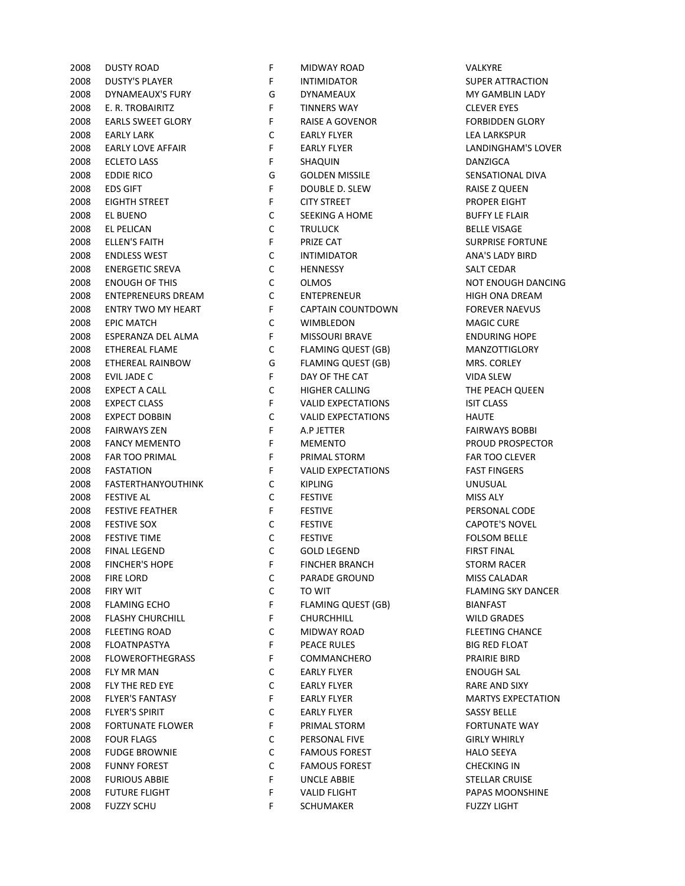| | | | | |
|---|---|---|---|---|
| 2008 | DUSTY ROAD | F | MIDWAY ROAD | VALKYRE |
| 2008 | DUSTY'S PLAYER | F | INTIMIDATOR | SUPER ATTRACTION |
| 2008 | DYNAMEAUX'S FURY | G | DYNAMEAUX | MY GAMBLIN LADY |
| 2008 | E. R. TROBAIRITZ | F | TINNERS WAY | CLEVER EYES |
| 2008 | EARLS SWEET GLORY | F | RAISE A GOVENOR | FORBIDDEN GLORY |
| 2008 | EARLY LARK | C | EARLY FLYER | LEA LARKSPUR |
| 2008 | EARLY LOVE AFFAIR | F | EARLY FLYER | LANDINGHAM'S LOVER |
| 2008 | ECLETO LASS | F | SHAQUIN | DANZIGCA |
| 2008 | EDDIE RICO | G | GOLDEN MISSILE | SENSATIONAL DIVA |
| 2008 | EDS GIFT | F | DOUBLE D. SLEW | RAISE Z QUEEN |
| 2008 | EIGHTH STREET | F | CITY STREET | PROPER EIGHT |
| 2008 | EL BUENO | C | SEEKING A HOME | BUFFY LE FLAIR |
| 2008 | EL PELICAN | C | TRULUCK | BELLE VISAGE |
| 2008 | ELLEN'S FAITH | F | PRIZE CAT | SURPRISE FORTUNE |
| 2008 | ENDLESS WEST | C | INTIMIDATOR | ANA'S LADY BIRD |
| 2008 | ENERGETIC SREVA | C | HENNESSY | SALT CEDAR |
| 2008 | ENOUGH OF THIS | C | OLMOS | NOT ENOUGH DANCING |
| 2008 | ENTEPRENEURS DREAM | C | ENTEPRENEUR | HIGH ONA DREAM |
| 2008 | ENTRY TWO MY HEART | F | CAPTAIN COUNTDOWN | FOREVER NAEVUS |
| 2008 | EPIC MATCH | C | WIMBLEDON | MAGIC CURE |
| 2008 | ESPERANZA DEL ALMA | F | MISSOURI BRAVE | ENDURING HOPE |
| 2008 | ETHEREAL FLAME | C | FLAMING QUEST (GB) | MANZOTTIGLORY |
| 2008 | ETHEREAL RAINBOW | G | FLAMING QUEST (GB) | MRS. CORLEY |
| 2008 | EVIL JADE C | F | DAY OF THE CAT | VIDA SLEW |
| 2008 | EXPECT A CALL | C | HIGHER CALLING | THE PEACH QUEEN |
| 2008 | EXPECT CLASS | F | VALID EXPECTATIONS | ISIT CLASS |
| 2008 | EXPECT DOBBIN | C | VALID EXPECTATIONS | HAUTE |
| 2008 | FAIRWAYS ZEN | F | A.P JETTER | FAIRWAYS BOBBI |
| 2008 | FANCY MEMENTO | F | MEMENTO | PROUD PROSPECTOR |
| 2008 | FAR TOO PRIMAL | F | PRIMAL STORM | FAR TOO CLEVER |
| 2008 | FASTATION | F | VALID EXPECTATIONS | FAST FINGERS |
| 2008 | FASTERTHANYOUTHINK | C | KIPLING | UNUSUAL |
| 2008 | FESTIVE AL | C | FESTIVE | MISS ALY |
| 2008 | FESTIVE FEATHER | F | FESTIVE | PERSONAL CODE |
| 2008 | FESTIVE SOX | C | FESTIVE | CAPOTE'S NOVEL |
| 2008 | FESTIVE TIME | C | FESTIVE | FOLSOM BELLE |
| 2008 | FINAL LEGEND | C | GOLD LEGEND | FIRST FINAL |
| 2008 | FINCHER'S HOPE | F | FINCHER BRANCH | STORM RACER |
| 2008 | FIRE LORD | C | PARADE GROUND | MISS CALADAR |
| 2008 | FIRY WIT | C | TO WIT | FLAMING SKY DANCER |
| 2008 | FLAMING ECHO | F | FLAMING QUEST (GB) | BIANFAST |
| 2008 | FLASHY CHURCHILL | F | CHURCHHILL | WILD GRADES |
| 2008 | FLEETING ROAD | C | MIDWAY ROAD | FLEETING CHANCE |
| 2008 | FLOATNPASTYA | F | PEACE RULES | BIG RED FLOAT |
| 2008 | FLOWEROFTHEGRASS | F | COMMANCHERO | PRAIRIE BIRD |
| 2008 | FLY MR MAN | C | EARLY FLYER | ENOUGH SAL |
| 2008 | FLY THE RED EYE | C | EARLY FLYER | RARE AND SIXY |
| 2008 | FLYER'S FANTASY | F | EARLY FLYER | MARTYS EXPECTATION |
| 2008 | FLYER'S SPIRIT | C | EARLY FLYER | SASSY BELLE |
| 2008 | FORTUNATE FLOWER | F | PRIMAL STORM | FORTUNATE WAY |
| 2008 | FOUR FLAGS | C | PERSONAL FIVE | GIRLY WHIRLY |
| 2008 | FUDGE BROWNIE | C | FAMOUS FOREST | HALO SEEYA |
| 2008 | FUNNY FOREST | C | FAMOUS FOREST | CHECKING IN |
| 2008 | FURIOUS ABBIE | F | UNCLE ABBIE | STELLAR CRUISE |
| 2008 | FUTURE FLIGHT | F | VALID FLIGHT | PAPAS MOONSHINE |
| 2008 | FUZZY SCHU | F | SCHUMAKER | FUZZY LIGHT |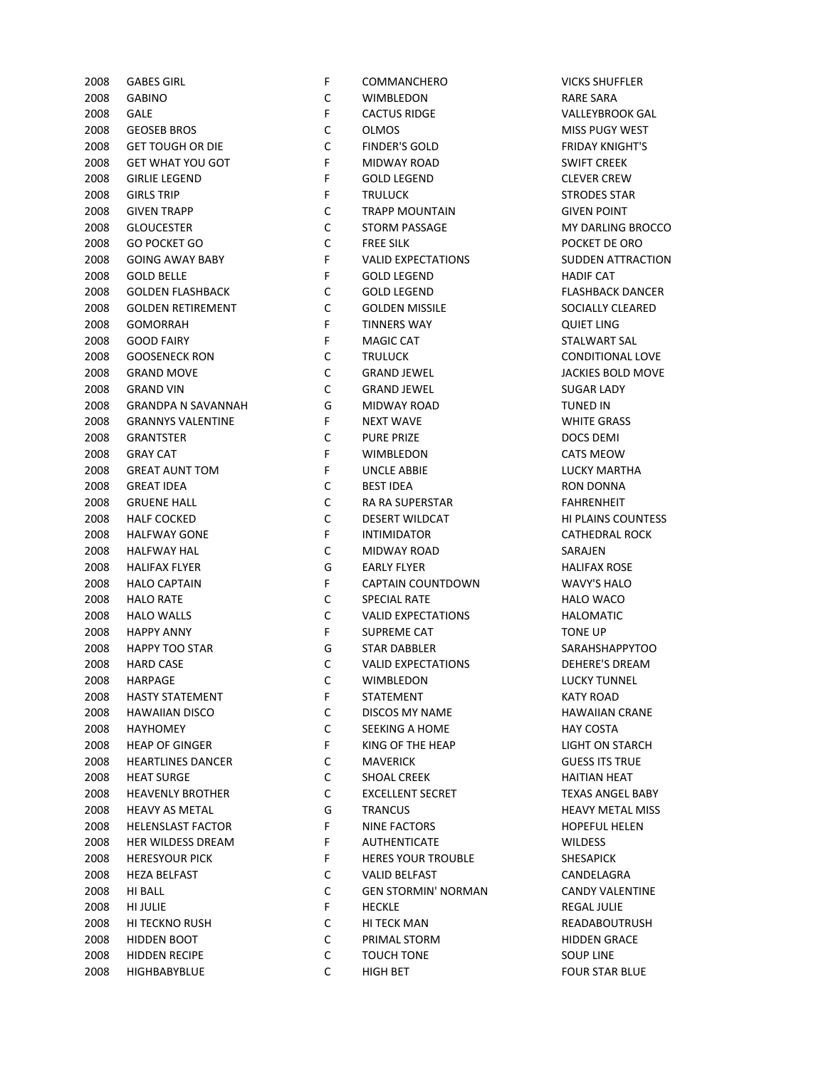| | | | | |
|---|---|---|---|---|
| 2008 | GABES GIRL | F | COMMANCHERO | VICKS SHUFFLER |
| 2008 | GABINO | C | WIMBLEDON | RARE SARA |
| 2008 | GALE | F | CACTUS RIDGE | VALLEYBROOK GAL |
| 2008 | GEOSEB BROS | C | OLMOS | MISS PUGY WEST |
| 2008 | GET TOUGH OR DIE | C | FINDER'S GOLD | FRIDAY KNIGHT'S |
| 2008 | GET WHAT YOU GOT | F | MIDWAY ROAD | SWIFT CREEK |
| 2008 | GIRLIE LEGEND | F | GOLD LEGEND | CLEVER CREW |
| 2008 | GIRLS TRIP | F | TRULUCK | STRODES STAR |
| 2008 | GIVEN TRAPP | C | TRAPP MOUNTAIN | GIVEN POINT |
| 2008 | GLOUCESTER | C | STORM PASSAGE | MY DARLING BROCCO |
| 2008 | GO POCKET GO | C | FREE SILK | POCKET DE ORO |
| 2008 | GOING AWAY BABY | F | VALID EXPECTATIONS | SUDDEN ATTRACTION |
| 2008 | GOLD BELLE | F | GOLD LEGEND | HADIF CAT |
| 2008 | GOLDEN FLASHBACK | C | GOLD LEGEND | FLASHBACK DANCER |
| 2008 | GOLDEN RETIREMENT | C | GOLDEN MISSILE | SOCIALLY CLEARED |
| 2008 | GOMORRAH | F | TINNERS WAY | QUIET LING |
| 2008 | GOOD FAIRY | F | MAGIC CAT | STALWART SAL |
| 2008 | GOOSENECK RON | C | TRULUCK | CONDITIONAL LOVE |
| 2008 | GRAND MOVE | C | GRAND JEWEL | JACKIES BOLD MOVE |
| 2008 | GRAND VIN | C | GRAND JEWEL | SUGAR LADY |
| 2008 | GRANDPA N SAVANNAH | G | MIDWAY ROAD | TUNED IN |
| 2008 | GRANNYS VALENTINE | F | NEXT WAVE | WHITE GRASS |
| 2008 | GRANTSTER | C | PURE PRIZE | DOCS DEMI |
| 2008 | GRAY CAT | F | WIMBLEDON | CATS MEOW |
| 2008 | GREAT AUNT TOM | F | UNCLE ABBIE | LUCKY MARTHA |
| 2008 | GREAT IDEA | C | BEST IDEA | RON DONNA |
| 2008 | GRUENE HALL | C | RA RA SUPERSTAR | FAHRENHEIT |
| 2008 | HALF COCKED | C | DESERT WILDCAT | HI PLAINS COUNTESS |
| 2008 | HALFWAY GONE | F | INTIMIDATOR | CATHEDRAL ROCK |
| 2008 | HALFWAY HAL | C | MIDWAY ROAD | SARAJEN |
| 2008 | HALIFAX FLYER | G | EARLY FLYER | HALIFAX ROSE |
| 2008 | HALO CAPTAIN | F | CAPTAIN COUNTDOWN | WAVY'S HALO |
| 2008 | HALO RATE | C | SPECIAL RATE | HALO WACO |
| 2008 | HALO WALLS | C | VALID EXPECTATIONS | HALOMATIC |
| 2008 | HAPPY ANNY | F | SUPREME CAT | TONE UP |
| 2008 | HAPPY TOO STAR | G | STAR DABBLER | SARAHSHAPPYTOO |
| 2008 | HARD CASE | C | VALID EXPECTATIONS | DEHERE'S DREAM |
| 2008 | HARPAGE | C | WIMBLEDON | LUCKY TUNNEL |
| 2008 | HASTY STATEMENT | F | STATEMENT | KATY ROAD |
| 2008 | HAWAIIAN DISCO | C | DISCOS MY NAME | HAWAIIAN CRANE |
| 2008 | HAYHOMEY | C | SEEKING A HOME | HAY COSTA |
| 2008 | HEAP OF GINGER | F | KING OF THE HEAP | LIGHT ON STARCH |
| 2008 | HEARTLINES DANCER | C | MAVERICK | GUESS ITS TRUE |
| 2008 | HEAT SURGE | C | SHOAL CREEK | HAITIAN HEAT |
| 2008 | HEAVENLY BROTHER | C | EXCELLENT SECRET | TEXAS ANGEL BABY |
| 2008 | HEAVY AS METAL | G | TRANCUS | HEAVY METAL MISS |
| 2008 | HELENSLAST FACTOR | F | NINE FACTORS | HOPEFUL HELEN |
| 2008 | HER WILDESS DREAM | F | AUTHENTICATE | WILDESS |
| 2008 | HERESYOUR PICK | F | HERES YOUR TROUBLE | SHESAPICK |
| 2008 | HEZA BELFAST | C | VALID BELFAST | CANDELAGRA |
| 2008 | HI BALL | C | GEN STORMIN' NORMAN | CANDY VALENTINE |
| 2008 | HI JULIE | F | HECKLE | REGAL JULIE |
| 2008 | HI TECKNO RUSH | C | HI TECK MAN | READABOUTRUSH |
| 2008 | HIDDEN BOOT | C | PRIMAL STORM | HIDDEN GRACE |
| 2008 | HIDDEN RECIPE | C | TOUCH TONE | SOUP LINE |
| 2008 | HIGHBABYBLUE | C | HIGH BET | FOUR STAR BLUE |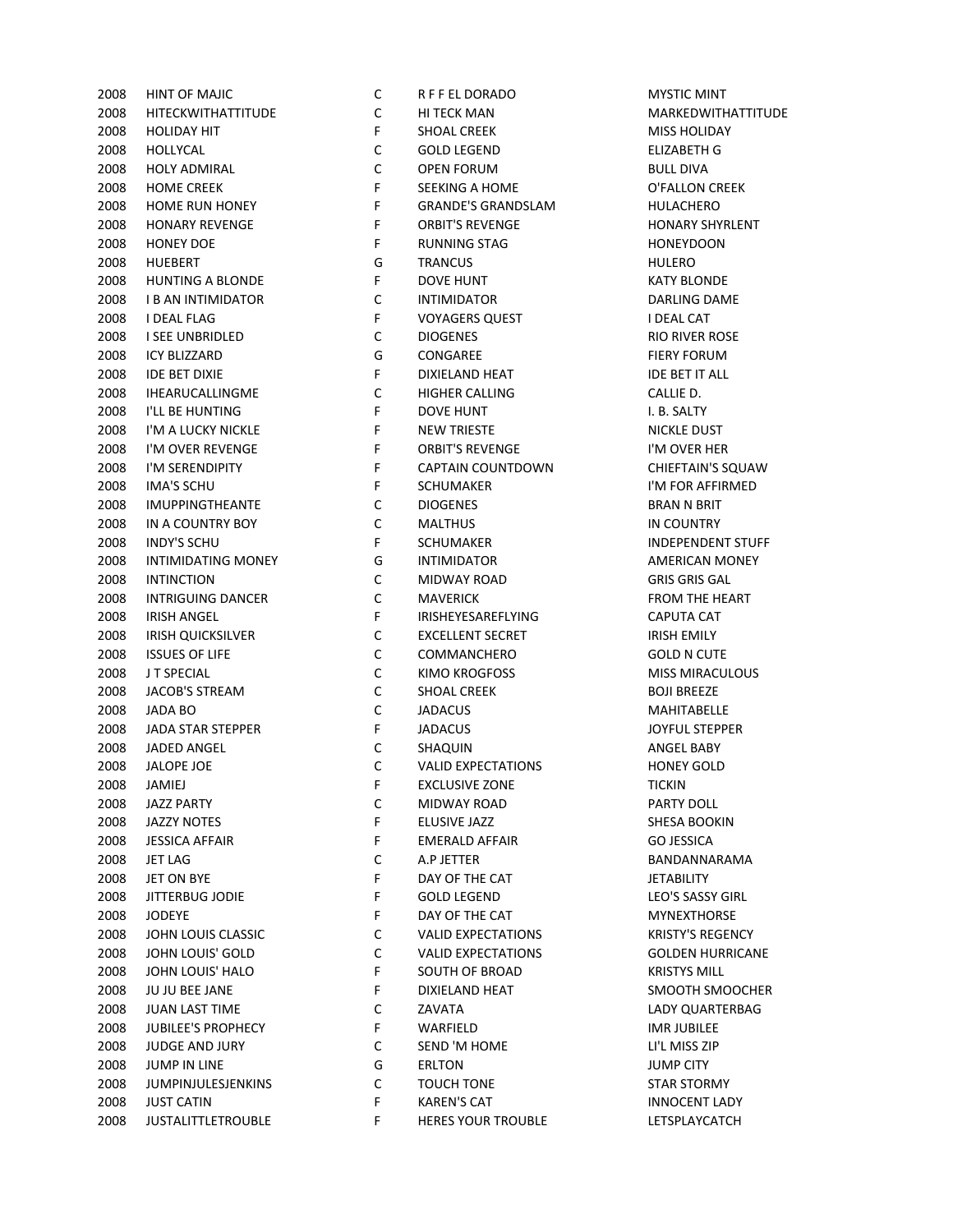| | | | | |
|---|---|---|---|---|
| 2008 | HINT OF MAJIC | C | R F F EL DORADO | MYSTIC MINT |
| 2008 | HITECKWITHATTITUDE | C | HI TECK MAN | MARKEDWITHATTITUDE |
| 2008 | HOLIDAY HIT | F | SHOAL CREEK | MISS HOLIDAY |
| 2008 | HOLLYCAL | C | GOLD LEGEND | ELIZABETH G |
| 2008 | HOLY ADMIRAL | C | OPEN FORUM | BULL DIVA |
| 2008 | HOME CREEK | F | SEEKING A HOME | O'FALLON CREEK |
| 2008 | HOME RUN HONEY | F | GRANDE'S GRANDSLAM | HULACHERO |
| 2008 | HONARY REVENGE | F | ORBIT'S REVENGE | HONARY SHYRLENT |
| 2008 | HONEY DOE | F | RUNNING STAG | HONEYDOON |
| 2008 | HUEBERT | G | TRANCUS | HULERO |
| 2008 | HUNTING A BLONDE | F | DOVE HUNT | KATY BLONDE |
| 2008 | I B AN INTIMIDATOR | C | INTIMIDATOR | DARLING DAME |
| 2008 | I DEAL FLAG | F | VOYAGERS QUEST | I DEAL CAT |
| 2008 | I SEE UNBRIDLED | C | DIOGENES | RIO RIVER ROSE |
| 2008 | ICY BLIZZARD | G | CONGAREE | FIERY FORUM |
| 2008 | IDE BET DIXIE | F | DIXIELAND HEAT | IDE BET IT ALL |
| 2008 | IHEARUCALLINGME | C | HIGHER CALLING | CALLIE D. |
| 2008 | I'LL BE HUNTING | F | DOVE HUNT | I. B. SALTY |
| 2008 | I'M A LUCKY NICKLE | F | NEW TRIESTE | NICKLE DUST |
| 2008 | I'M OVER REVENGE | F | ORBIT'S REVENGE | I'M OVER HER |
| 2008 | I'M SERENDIPITY | F | CAPTAIN COUNTDOWN | CHIEFTAIN'S SQUAW |
| 2008 | IMA'S SCHU | F | SCHUMAKER | I'M FOR AFFIRMED |
| 2008 | IMUPPINGTHEANTE | C | DIOGENES | BRAN N BRIT |
| 2008 | IN A COUNTRY BOY | C | MALTHUS | IN COUNTRY |
| 2008 | INDY'S SCHU | F | SCHUMAKER | INDEPENDENT STUFF |
| 2008 | INTIMIDATING MONEY | G | INTIMIDATOR | AMERICAN MONEY |
| 2008 | INTINCTION | C | MIDWAY ROAD | GRIS GRIS GAL |
| 2008 | INTRIGUING DANCER | C | MAVERICK | FROM THE HEART |
| 2008 | IRISH ANGEL | F | IRISHEYESAREFLYING | CAPUTA CAT |
| 2008 | IRISH QUICKSILVER | C | EXCELLENT SECRET | IRISH EMILY |
| 2008 | ISSUES OF LIFE | C | COMMANCHERO | GOLD N CUTE |
| 2008 | J T SPECIAL | C | KIMO KROGFOSS | MISS MIRACULOUS |
| 2008 | JACOB'S STREAM | C | SHOAL CREEK | BOJI BREEZE |
| 2008 | JADA BO | C | JADACUS | MAHITABELLE |
| 2008 | JADA STAR STEPPER | F | JADACUS | JOYFUL STEPPER |
| 2008 | JADED ANGEL | C | SHAQUIN | ANGEL BABY |
| 2008 | JALOPE JOE | C | VALID EXPECTATIONS | HONEY GOLD |
| 2008 | JAMIEJ | F | EXCLUSIVE ZONE | TICKIN |
| 2008 | JAZZ PARTY | C | MIDWAY ROAD | PARTY DOLL |
| 2008 | JAZZY NOTES | F | ELUSIVE JAZZ | SHESA BOOKIN |
| 2008 | JESSICA AFFAIR | F | EMERALD AFFAIR | GO JESSICA |
| 2008 | JET LAG | C | A.P JETTER | BANDANNARAMA |
| 2008 | JET ON BYE | F | DAY OF THE CAT | JETABILITY |
| 2008 | JITTERBUG JODIE | F | GOLD LEGEND | LEO'S SASSY GIRL |
| 2008 | JODEYE | F | DAY OF THE CAT | MYNEXTHORSE |
| 2008 | JOHN LOUIS CLASSIC | C | VALID EXPECTATIONS | KRISTY'S REGENCY |
| 2008 | JOHN LOUIS' GOLD | C | VALID EXPECTATIONS | GOLDEN HURRICANE |
| 2008 | JOHN LOUIS' HALO | F | SOUTH OF BROAD | KRISTYS MILL |
| 2008 | JU JU BEE JANE | F | DIXIELAND HEAT | SMOOTH SMOOCHER |
| 2008 | JUAN LAST TIME | C | ZAVATA | LADY QUARTERBAG |
| 2008 | JUBILEE'S PROPHECY | F | WARFIELD | IMR JUBILEE |
| 2008 | JUDGE AND JURY | C | SEND 'M HOME | LI'L MISS ZIP |
| 2008 | JUMP IN LINE | G | ERLTON | JUMP CITY |
| 2008 | JUMPINJULESJENKINS | C | TOUCH TONE | STAR STORMY |
| 2008 | JUST CATIN | F | KAREN'S CAT | INNOCENT LADY |
| 2008 | JUSTALITTLETROUBLE | F | HERES YOUR TROUBLE | LETSPLAYCATCH |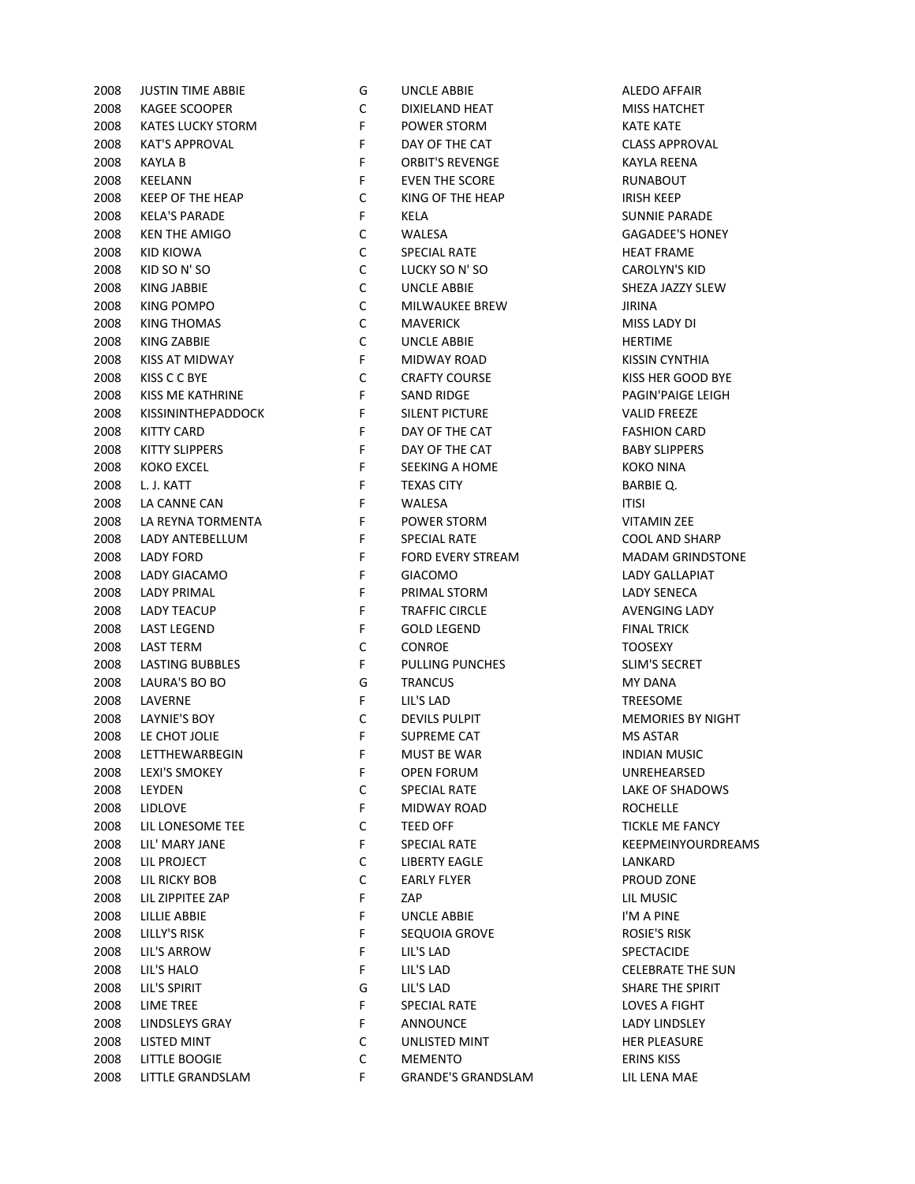| | | | | |
|---|---|---|---|---|
| 2008 | JUSTIN TIME ABBIE | G | UNCLE ABBIE | ALEDO AFFAIR |
| 2008 | KAGEE SCOOPER | C | DIXIELAND HEAT | MISS HATCHET |
| 2008 | KATES LUCKY STORM | F | POWER STORM | KATE KATE |
| 2008 | KAT'S APPROVAL | F | DAY OF THE CAT | CLASS APPROVAL |
| 2008 | KAYLA B | F | ORBIT'S REVENGE | KAYLA REENA |
| 2008 | KEELANN | F | EVEN THE SCORE | RUNABOUT |
| 2008 | KEEP OF THE HEAP | C | KING OF THE HEAP | IRISH KEEP |
| 2008 | KELA'S PARADE | F | KELA | SUNNIE PARADE |
| 2008 | KEN THE AMIGO | C | WALESA | GAGADEE'S HONEY |
| 2008 | KID KIOWA | C | SPECIAL RATE | HEAT FRAME |
| 2008 | KID SO N' SO | C | LUCKY SO N' SO | CAROLYN'S KID |
| 2008 | KING JABBIE | C | UNCLE ABBIE | SHEZA JAZZY SLEW |
| 2008 | KING POMPO | C | MILWAUKEE BREW | JIRINA |
| 2008 | KING THOMAS | C | MAVERICK | MISS LADY DI |
| 2008 | KING ZABBIE | C | UNCLE ABBIE | HERTIME |
| 2008 | KISS AT MIDWAY | F | MIDWAY ROAD | KISSIN CYNTHIA |
| 2008 | KISS C C BYE | C | CRAFTY COURSE | KISS HER GOOD BYE |
| 2008 | KISS ME KATHRINE | F | SAND RIDGE | PAGIN'PAIGE LEIGH |
| 2008 | KISSININTHEPADDOCK | F | SILENT PICTURE | VALID FREEZE |
| 2008 | KITTY CARD | F | DAY OF THE CAT | FASHION CARD |
| 2008 | KITTY SLIPPERS | F | DAY OF THE CAT | BABY SLIPPERS |
| 2008 | KOKO EXCEL | F | SEEKING A HOME | KOKO NINA |
| 2008 | L. J. KATT | F | TEXAS CITY | BARBIE Q. |
| 2008 | LA CANNE CAN | F | WALESA | ITISI |
| 2008 | LA REYNA TORMENTA | F | POWER STORM | VITAMIN ZEE |
| 2008 | LADY ANTEBELLUM | F | SPECIAL RATE | COOL AND SHARP |
| 2008 | LADY FORD | F | FORD EVERY STREAM | MADAM GRINDSTONE |
| 2008 | LADY GIACAMO | F | GIACOMO | LADY GALLAPIAT |
| 2008 | LADY PRIMAL | F | PRIMAL STORM | LADY SENECA |
| 2008 | LADY TEACUP | F | TRAFFIC CIRCLE | AVENGING LADY |
| 2008 | LAST LEGEND | F | GOLD LEGEND | FINAL TRICK |
| 2008 | LAST TERM | C | CONROE | TOOSEXY |
| 2008 | LASTING BUBBLES | F | PULLING PUNCHES | SLIM'S SECRET |
| 2008 | LAURA'S BO BO | G | TRANCUS | MY DANA |
| 2008 | LAVERNE | F | LIL'S LAD | TREESOME |
| 2008 | LAYNIE'S BOY | C | DEVILS PULPIT | MEMORIES BY NIGHT |
| 2008 | LE CHOT JOLIE | F | SUPREME CAT | MS ASTAR |
| 2008 | LETTHEWARBEGIN | F | MUST BE WAR | INDIAN MUSIC |
| 2008 | LEXI'S SMOKEY | F | OPEN FORUM | UNREHEARSED |
| 2008 | LEYDEN | C | SPECIAL RATE | LAKE OF SHADOWS |
| 2008 | LIDLOVE | F | MIDWAY ROAD | ROCHELLE |
| 2008 | LIL LONESOME TEE | C | TEED OFF | TICKLE ME FANCY |
| 2008 | LIL' MARY JANE | F | SPECIAL RATE | KEEPMEINYOURDREAMS |
| 2008 | LIL PROJECT | C | LIBERTY EAGLE | LANKARD |
| 2008 | LIL RICKY BOB | C | EARLY FLYER | PROUD ZONE |
| 2008 | LIL ZIPPITEE ZAP | F | ZAP | LIL MUSIC |
| 2008 | LILLIE ABBIE | F | UNCLE ABBIE | I'M A PINE |
| 2008 | LILLY'S RISK | F | SEQUOIA GROVE | ROSIE'S RISK |
| 2008 | LIL'S ARROW | F | LIL'S LAD | SPECTACIDE |
| 2008 | LIL'S HALO | F | LIL'S LAD | CELEBRATE THE SUN |
| 2008 | LIL'S SPIRIT | G | LIL'S LAD | SHARE THE SPIRIT |
| 2008 | LIME TREE | F | SPECIAL RATE | LOVES A FIGHT |
| 2008 | LINDSLEYS GRAY | F | ANNOUNCE | LADY LINDSLEY |
| 2008 | LISTED MINT | C | UNLISTED MINT | HER PLEASURE |
| 2008 | LITTLE BOOGIE | C | MEMENTO | ERINS KISS |
| 2008 | LITTLE GRANDSLAM | F | GRANDE'S GRANDSLAM | LIL LENA MAE |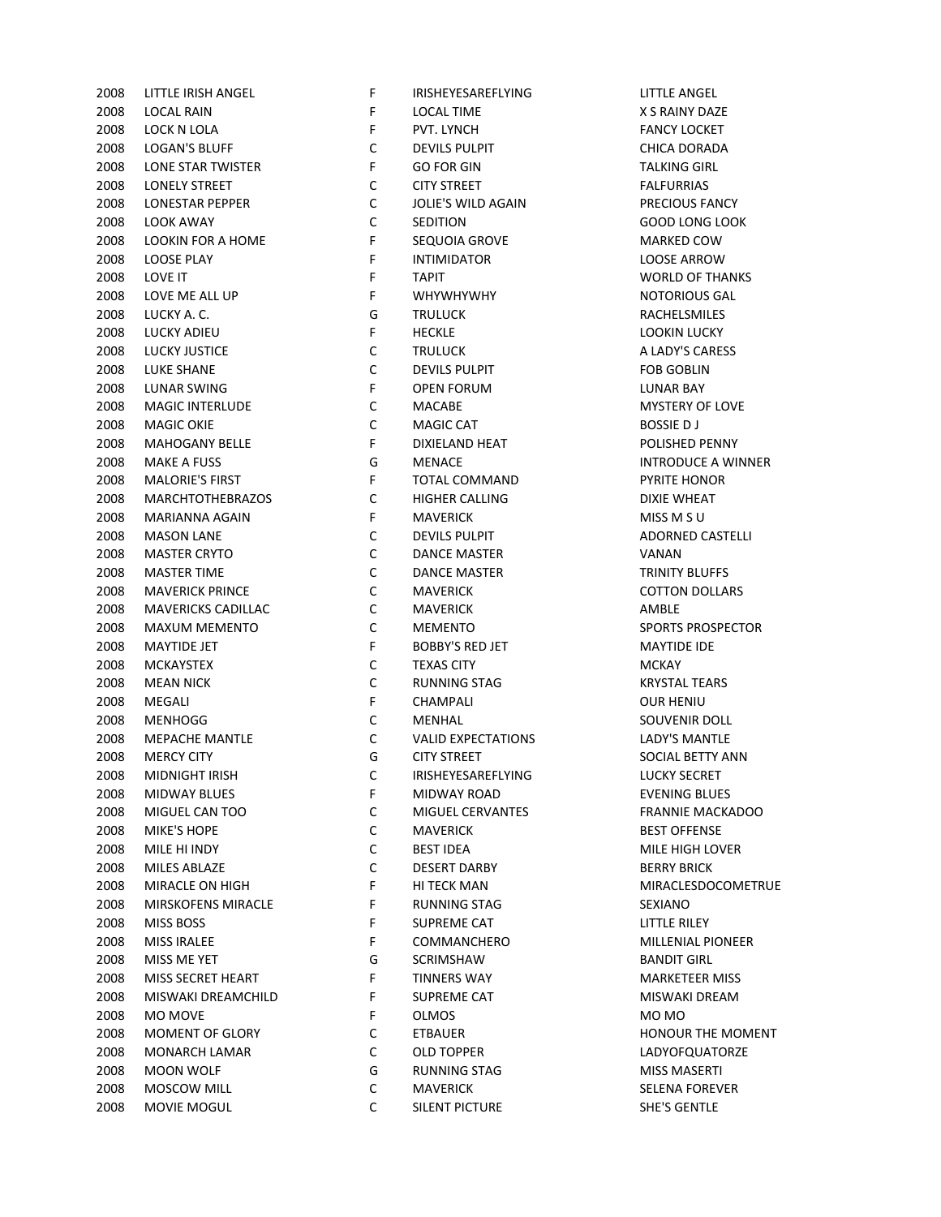| | | | | |
|---|---|---|---|---|
| 2008 | LITTLE IRISH ANGEL | F | IRISHEYESAREFLYING | LITTLE ANGEL |
| 2008 | LOCAL RAIN | F | LOCAL TIME | X S RAINY DAZE |
| 2008 | LOCK N LOLA | F | PVT. LYNCH | FANCY LOCKET |
| 2008 | LOGAN'S BLUFF | C | DEVILS PULPIT | CHICA DORADA |
| 2008 | LONE STAR TWISTER | F | GO FOR GIN | TALKING GIRL |
| 2008 | LONELY STREET | C | CITY STREET | FALFURRIAS |
| 2008 | LONESTAR PEPPER | C | JOLIE'S WILD AGAIN | PRECIOUS FANCY |
| 2008 | LOOK AWAY | C | SEDITION | GOOD LONG LOOK |
| 2008 | LOOKIN FOR A HOME | F | SEQUOIA GROVE | MARKED COW |
| 2008 | LOOSE PLAY | F | INTIMIDATOR | LOOSE ARROW |
| 2008 | LOVE IT | F | TAPIT | WORLD OF THANKS |
| 2008 | LOVE ME ALL UP | F | WHYWHYWHY | NOTORIOUS GAL |
| 2008 | LUCKY A. C. | G | TRULUCK | RACHELSMILES |
| 2008 | LUCKY ADIEU | F | HECKLE | LOOKIN LUCKY |
| 2008 | LUCKY JUSTICE | C | TRULUCK | A LADY'S CARESS |
| 2008 | LUKE SHANE | C | DEVILS PULPIT | FOB GOBLIN |
| 2008 | LUNAR SWING | F | OPEN FORUM | LUNAR BAY |
| 2008 | MAGIC INTERLUDE | C | MACABE | MYSTERY OF LOVE |
| 2008 | MAGIC OKIE | C | MAGIC CAT | BOSSIE D J |
| 2008 | MAHOGANY BELLE | F | DIXIELAND HEAT | POLISHED PENNY |
| 2008 | MAKE A FUSS | G | MENACE | INTRODUCE A WINNER |
| 2008 | MALORIE'S FIRST | F | TOTAL COMMAND | PYRITE HONOR |
| 2008 | MARCHTOTHEBRAZOS | C | HIGHER CALLING | DIXIE WHEAT |
| 2008 | MARIANNA AGAIN | F | MAVERICK | MISS M S U |
| 2008 | MASON LANE | C | DEVILS PULPIT | ADORNED CASTELLI |
| 2008 | MASTER CRYTO | C | DANCE MASTER | VANAN |
| 2008 | MASTER TIME | C | DANCE MASTER | TRINITY BLUFFS |
| 2008 | MAVERICK PRINCE | C | MAVERICK | COTTON DOLLARS |
| 2008 | MAVERICKS CADILLAC | C | MAVERICK | AMBLE |
| 2008 | MAXUM MEMENTO | C | MEMENTO | SPORTS PROSPECTOR |
| 2008 | MAYTIDE JET | F | BOBBY'S RED JET | MAYTIDE IDE |
| 2008 | MCKAYSTEX | C | TEXAS CITY | MCKAY |
| 2008 | MEAN NICK | C | RUNNING STAG | KRYSTAL TEARS |
| 2008 | MEGALI | F | CHAMPALI | OUR HENIU |
| 2008 | MENHOGG | C | MENHAL | SOUVENIR DOLL |
| 2008 | MEPACHE MANTLE | C | VALID EXPECTATIONS | LADY'S MANTLE |
| 2008 | MERCY CITY | G | CITY STREET | SOCIAL BETTY ANN |
| 2008 | MIDNIGHT IRISH | C | IRISHEYESAREFLYING | LUCKY SECRET |
| 2008 | MIDWAY BLUES | F | MIDWAY ROAD | EVENING BLUES |
| 2008 | MIGUEL CAN TOO | C | MIGUEL CERVANTES | FRANNIE MACKADOO |
| 2008 | MIKE'S HOPE | C | MAVERICK | BEST OFFENSE |
| 2008 | MILE HI INDY | C | BEST IDEA | MILE HIGH LOVER |
| 2008 | MILES ABLAZE | C | DESERT DARBY | BERRY BRICK |
| 2008 | MIRACLE ON HIGH | F | HI TECK MAN | MIRACLESDOCOMETRUE |
| 2008 | MIRSKOFENS MIRACLE | F | RUNNING STAG | SEXIANO |
| 2008 | MISS BOSS | F | SUPREME CAT | LITTLE RILEY |
| 2008 | MISS IRALEE | F | COMMANCHERO | MILLENIAL PIONEER |
| 2008 | MISS ME YET | G | SCRIMSHAW | BANDIT GIRL |
| 2008 | MISS SECRET HEART | F | TINNERS WAY | MARKETEER MISS |
| 2008 | MISWAKI DREAMCHILD | F | SUPREME CAT | MISWAKI DREAM |
| 2008 | MO MOVE | F | OLMOS | MO MO |
| 2008 | MOMENT OF GLORY | C | ETBAUER | HONOUR THE MOMENT |
| 2008 | MONARCH LAMAR | C | OLD TOPPER | LADYOFQUATORZE |
| 2008 | MOON WOLF | G | RUNNING STAG | MISS MASERTI |
| 2008 | MOSCOW MILL | C | MAVERICK | SELENA FOREVER |
| 2008 | MOVIE MOGUL | C | SILENT PICTURE | SHE'S GENTLE |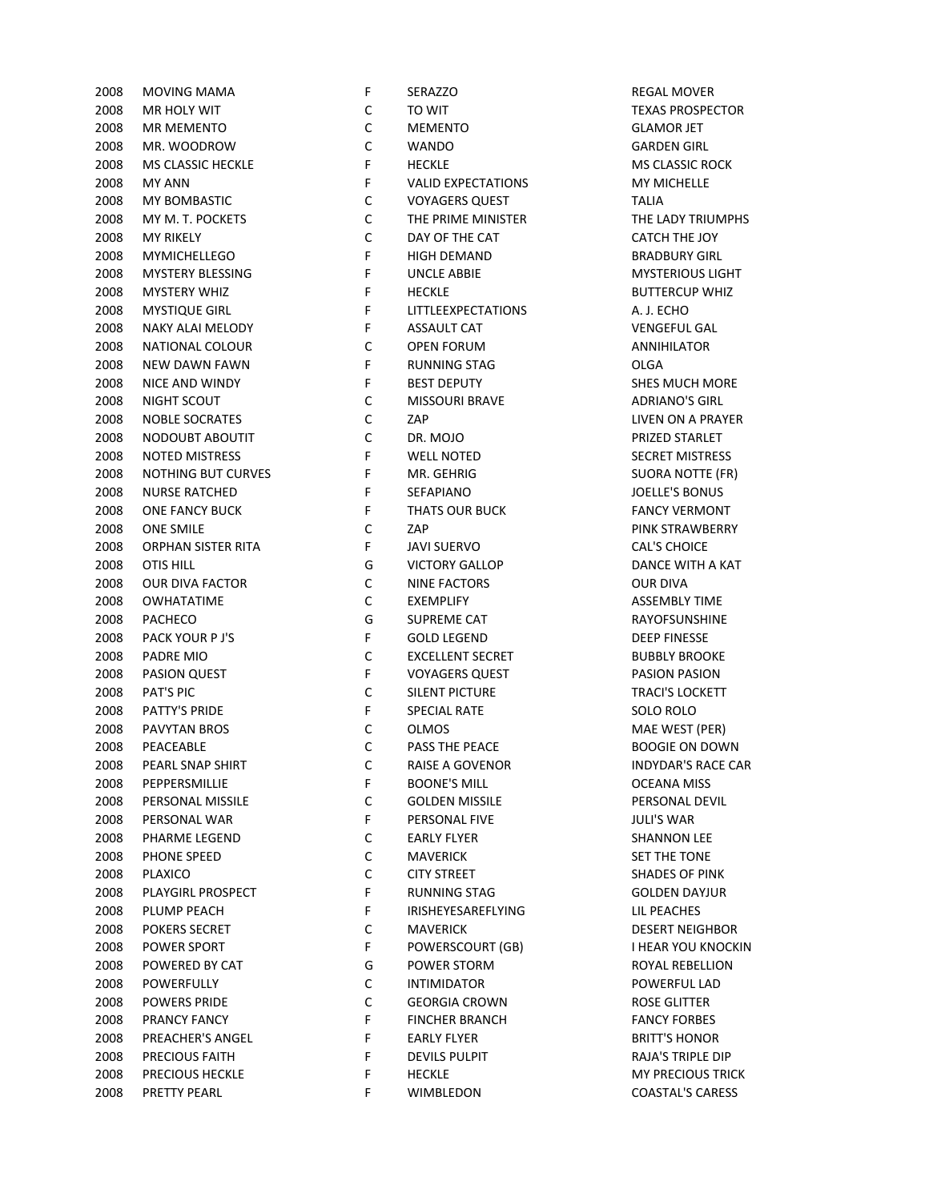| | | | | |
|---|---|---|---|---|
| 2008 | MOVING MAMA | F | SERAZZO | REGAL MOVER |
| 2008 | MR HOLY WIT | C | TO WIT | TEXAS PROSPECTOR |
| 2008 | MR MEMENTO | C | MEMENTO | GLAMOR JET |
| 2008 | MR. WOODROW | C | WANDO | GARDEN GIRL |
| 2008 | MS CLASSIC HECKLE | F | HECKLE | MS CLASSIC ROCK |
| 2008 | MY ANN | F | VALID EXPECTATIONS | MY MICHELLE |
| 2008 | MY BOMBASTIC | C | VOYAGERS QUEST | TALIA |
| 2008 | MY M. T. POCKETS | C | THE PRIME MINISTER | THE LADY TRIUMPHS |
| 2008 | MY RIKELY | C | DAY OF THE CAT | CATCH THE JOY |
| 2008 | MYMICHELLEGO | F | HIGH DEMAND | BRADBURY GIRL |
| 2008 | MYSTERY BLESSING | F | UNCLE ABBIE | MYSTERIOUS LIGHT |
| 2008 | MYSTERY WHIZ | F | HECKLE | BUTTERCUP WHIZ |
| 2008 | MYSTIQUE GIRL | F | LITTLEEXPECTATIONS | A. J. ECHO |
| 2008 | NAKY ALAI MELODY | F | ASSAULT CAT | VENGEFUL GAL |
| 2008 | NATIONAL COLOUR | C | OPEN FORUM | ANNIHILATOR |
| 2008 | NEW DAWN FAWN | F | RUNNING STAG | OLGA |
| 2008 | NICE AND WINDY | F | BEST DEPUTY | SHES MUCH MORE |
| 2008 | NIGHT SCOUT | C | MISSOURI BRAVE | ADRIANO'S GIRL |
| 2008 | NOBLE SOCRATES | C | ZAP | LIVEN ON A PRAYER |
| 2008 | NODOUBT ABOUTIT | C | DR. MOJO | PRIZED STARLET |
| 2008 | NOTED MISTRESS | F | WELL NOTED | SECRET MISTRESS |
| 2008 | NOTHING BUT CURVES | F | MR. GEHRIG | SUORA NOTTE (FR) |
| 2008 | NURSE RATCHED | F | SEFAPIANO | JOELLE'S BONUS |
| 2008 | ONE FANCY BUCK | F | THATS OUR BUCK | FANCY VERMONT |
| 2008 | ONE SMILE | C | ZAP | PINK STRAWBERRY |
| 2008 | ORPHAN SISTER RITA | F | JAVI SUERVO | CAL'S CHOICE |
| 2008 | OTIS HILL | G | VICTORY GALLOP | DANCE WITH A KAT |
| 2008 | OUR DIVA FACTOR | C | NINE FACTORS | OUR DIVA |
| 2008 | OWHATATIME | C | EXEMPLIFY | ASSEMBLY TIME |
| 2008 | PACHECO | G | SUPREME CAT | RAYOFSUNSHINE |
| 2008 | PACK YOUR P J'S | F | GOLD LEGEND | DEEP FINESSE |
| 2008 | PADRE MIO | C | EXCELLENT SECRET | BUBBLY BROOKE |
| 2008 | PASION QUEST | F | VOYAGERS QUEST | PASION PASION |
| 2008 | PAT'S PIC | C | SILENT PICTURE | TRACI'S LOCKETT |
| 2008 | PATTY'S PRIDE | F | SPECIAL RATE | SOLO ROLO |
| 2008 | PAVYTAN BROS | C | OLMOS | MAE WEST (PER) |
| 2008 | PEACEABLE | C | PASS THE PEACE | BOOGIE ON DOWN |
| 2008 | PEARL SNAP SHIRT | C | RAISE A GOVENOR | INDYDAR'S RACE CAR |
| 2008 | PEPPERSMILLIE | F | BOONE'S MILL | OCEANA MISS |
| 2008 | PERSONAL MISSILE | C | GOLDEN MISSILE | PERSONAL DEVIL |
| 2008 | PERSONAL WAR | F | PERSONAL FIVE | JULI'S WAR |
| 2008 | PHARME LEGEND | C | EARLY FLYER | SHANNON LEE |
| 2008 | PHONE SPEED | C | MAVERICK | SET THE TONE |
| 2008 | PLAXICO | C | CITY STREET | SHADES OF PINK |
| 2008 | PLAYGIRL PROSPECT | F | RUNNING STAG | GOLDEN DAYJUR |
| 2008 | PLUMP PEACH | F | IRISHEYESAREFLYING | LIL PEACHES |
| 2008 | POKERS SECRET | C | MAVERICK | DESERT NEIGHBOR |
| 2008 | POWER SPORT | F | POWERSCOURT (GB) | I HEAR YOU KNOCKIN |
| 2008 | POWERED BY CAT | G | POWER STORM | ROYAL REBELLION |
| 2008 | POWERFULLY | C | INTIMIDATOR | POWERFUL LAD |
| 2008 | POWERS PRIDE | C | GEORGIA CROWN | ROSE GLITTER |
| 2008 | PRANCY FANCY | F | FINCHER BRANCH | FANCY FORBES |
| 2008 | PREACHER'S ANGEL | F | EARLY FLYER | BRITT'S HONOR |
| 2008 | PRECIOUS FAITH | F | DEVILS PULPIT | RAJA'S TRIPLE DIP |
| 2008 | PRECIOUS HECKLE | F | HECKLE | MY PRECIOUS TRICK |
| 2008 | PRETTY PEARL | F | WIMBLEDON | COASTAL'S CARESS |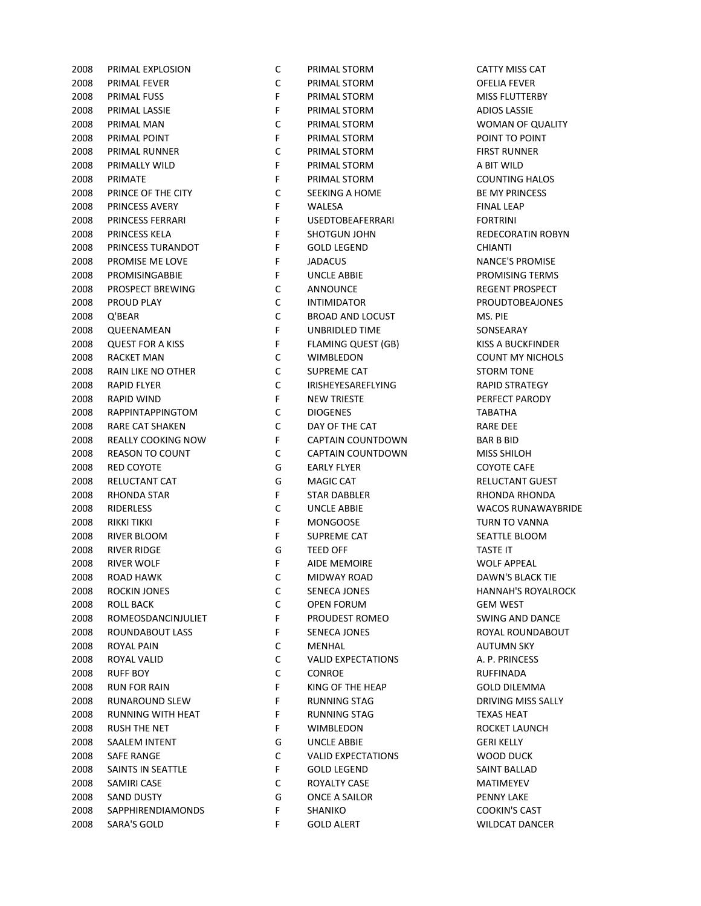| | | | | |
|---|---|---|---|---|
| 2008 | PRIMAL EXPLOSION | C | PRIMAL STORM | CATTY MISS CAT |
| 2008 | PRIMAL FEVER | C | PRIMAL STORM | OFELIA FEVER |
| 2008 | PRIMAL FUSS | F | PRIMAL STORM | MISS FLUTTERBY |
| 2008 | PRIMAL LASSIE | F | PRIMAL STORM | ADIOS LASSIE |
| 2008 | PRIMAL MAN | C | PRIMAL STORM | WOMAN OF QUALITY |
| 2008 | PRIMAL POINT | F | PRIMAL STORM | POINT TO POINT |
| 2008 | PRIMAL RUNNER | C | PRIMAL STORM | FIRST RUNNER |
| 2008 | PRIMALLY WILD | F | PRIMAL STORM | A BIT WILD |
| 2008 | PRIMATE | F | PRIMAL STORM | COUNTING HALOS |
| 2008 | PRINCE OF THE CITY | C | SEEKING A HOME | BE MY PRINCESS |
| 2008 | PRINCESS AVERY | F | WALESA | FINAL LEAP |
| 2008 | PRINCESS FERRARI | F | USEDTOBEAFERRARI | FORTRINI |
| 2008 | PRINCESS KELA | F | SHOTGUN JOHN | REDECORATIN ROBYN |
| 2008 | PRINCESS TURANDOT | F | GOLD LEGEND | CHIANTI |
| 2008 | PROMISE ME LOVE | F | JADACUS | NANCE'S PROMISE |
| 2008 | PROMISINGABBIE | F | UNCLE ABBIE | PROMISING TERMS |
| 2008 | PROSPECT BREWING | C | ANNOUNCE | REGENT PROSPECT |
| 2008 | PROUD PLAY | C | INTIMIDATOR | PROUDTOBEAJONES |
| 2008 | Q'BEAR | C | BROAD AND LOCUST | MS. PIE |
| 2008 | QUEENAMEAN | F | UNBRIDLED TIME | SONSEARAY |
| 2008 | QUEST FOR A KISS | F | FLAMING QUEST (GB) | KISS A BUCKFINDER |
| 2008 | RACKET MAN | C | WIMBLEDON | COUNT MY NICHOLS |
| 2008 | RAIN LIKE NO OTHER | C | SUPREME CAT | STORM TONE |
| 2008 | RAPID FLYER | C | IRISHEYESAREFLYING | RAPID STRATEGY |
| 2008 | RAPID WIND | F | NEW TRIESTE | PERFECT PARODY |
| 2008 | RAPPINTAPPINGTOM | C | DIOGENES | TABATHA |
| 2008 | RARE CAT SHAKEN | C | DAY OF THE CAT | RARE DEE |
| 2008 | REALLY COOKING NOW | F | CAPTAIN COUNTDOWN | BAR B BID |
| 2008 | REASON TO COUNT | C | CAPTAIN COUNTDOWN | MISS SHILOH |
| 2008 | RED COYOTE | G | EARLY FLYER | COYOTE CAFE |
| 2008 | RELUCTANT CAT | G | MAGIC CAT | RELUCTANT GUEST |
| 2008 | RHONDA STAR | F | STAR DABBLER | RHONDA RHONDA |
| 2008 | RIDERLESS | C | UNCLE ABBIE | WACOS RUNAWAYBRIDE |
| 2008 | RIKKI TIKKI | F | MONGOOSE | TURN TO VANNA |
| 2008 | RIVER BLOOM | F | SUPREME CAT | SEATTLE BLOOM |
| 2008 | RIVER RIDGE | G | TEED OFF | TASTE IT |
| 2008 | RIVER WOLF | F | AIDE MEMOIRE | WOLF APPEAL |
| 2008 | ROAD HAWK | C | MIDWAY ROAD | DAWN'S BLACK TIE |
| 2008 | ROCKIN JONES | C | SENECA JONES | HANNAH'S ROYALROCK |
| 2008 | ROLL BACK | C | OPEN FORUM | GEM WEST |
| 2008 | ROMEOSDANCINJULIET | F | PROUDEST ROMEO | SWING AND DANCE |
| 2008 | ROUNDABOUT LASS | F | SENECA JONES | ROYAL ROUNDABOUT |
| 2008 | ROYAL PAIN | C | MENHAL | AUTUMN SKY |
| 2008 | ROYAL VALID | C | VALID EXPECTATIONS | A. P. PRINCESS |
| 2008 | RUFF BOY | C | CONROE | RUFFINADA |
| 2008 | RUN FOR RAIN | F | KING OF THE HEAP | GOLD DILEMMA |
| 2008 | RUNAROUND SLEW | F | RUNNING STAG | DRIVING MISS SALLY |
| 2008 | RUNNING WITH HEAT | F | RUNNING STAG | TEXAS HEAT |
| 2008 | RUSH THE NET | F | WIMBLEDON | ROCKET LAUNCH |
| 2008 | SAALEM INTENT | G | UNCLE ABBIE | GERI KELLY |
| 2008 | SAFE RANGE | C | VALID EXPECTATIONS | WOOD DUCK |
| 2008 | SAINTS IN SEATTLE | F | GOLD LEGEND | SAINT BALLAD |
| 2008 | SAMIRI CASE | C | ROYALTY CASE | MATIMEYEV |
| 2008 | SAND DUSTY | G | ONCE A SAILOR | PENNY LAKE |
| 2008 | SAPPHIRENDIAMONDS | F | SHANIKO | COOKIN'S CAST |
| 2008 | SARA'S GOLD | F | GOLD ALERT | WILDCAT DANCER |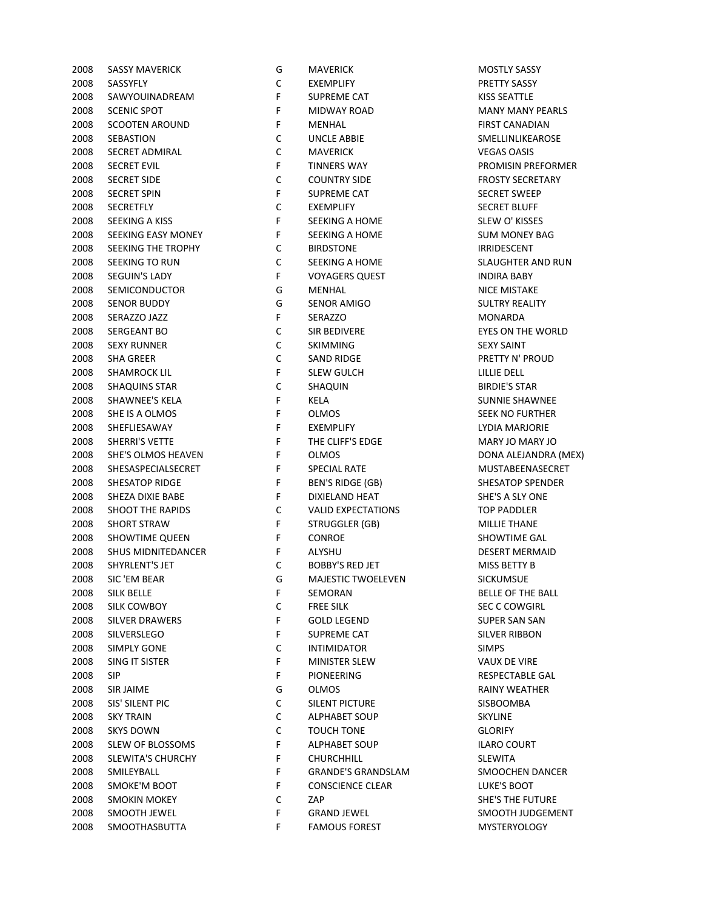| | | | | |
|---|---|---|---|---|
| 2008 | SASSY MAVERICK | G | MAVERICK | MOSTLY SASSY |
| 2008 | SASSYFLY | C | EXEMPLIFY | PRETTY SASSY |
| 2008 | SAWYOUINADREAM | F | SUPREME CAT | KISS SEATTLE |
| 2008 | SCENIC SPOT | F | MIDWAY ROAD | MANY MANY PEARLS |
| 2008 | SCOOTEN AROUND | F | MENHAL | FIRST CANADIAN |
| 2008 | SEBASTION | C | UNCLE ABBIE | SMELLINLIKEAROSE |
| 2008 | SECRET ADMIRAL | C | MAVERICK | VEGAS OASIS |
| 2008 | SECRET EVIL | F | TINNERS WAY | PROMISIN PREFORMER |
| 2008 | SECRET SIDE | C | COUNTRY SIDE | FROSTY SECRETARY |
| 2008 | SECRET SPIN | F | SUPREME CAT | SECRET SWEEP |
| 2008 | SECRETFLY | C | EXEMPLIFY | SECRET BLUFF |
| 2008 | SEEKING A KISS | F | SEEKING A HOME | SLEW O' KISSES |
| 2008 | SEEKING EASY MONEY | F | SEEKING A HOME | SUM MONEY BAG |
| 2008 | SEEKING THE TROPHY | C | BIRDSTONE | IRRIDESCENT |
| 2008 | SEEKING TO RUN | C | SEEKING A HOME | SLAUGHTER AND RUN |
| 2008 | SEGUIN'S LADY | F | VOYAGERS QUEST | INDIRA BABY |
| 2008 | SEMICONDUCTOR | G | MENHAL | NICE MISTAKE |
| 2008 | SENOR BUDDY | G | SENOR AMIGO | SULTRY REALITY |
| 2008 | SERAZZO JAZZ | F | SERAZZO | MONARDA |
| 2008 | SERGEANT BO | C | SIR BEDIVERE | EYES ON THE WORLD |
| 2008 | SEXY RUNNER | C | SKIMMING | SEXY SAINT |
| 2008 | SHA GREER | C | SAND RIDGE | PRETTY N' PROUD |
| 2008 | SHAMROCK LIL | F | SLEW GULCH | LILLIE DELL |
| 2008 | SHAQUINS STAR | C | SHAQUIN | BIRDIE'S STAR |
| 2008 | SHAWNEE'S KELA | F | KELA | SUNNIE SHAWNEE |
| 2008 | SHE IS A OLMOS | F | OLMOS | SEEK NO FURTHER |
| 2008 | SHEFLIESAWAY | F | EXEMPLIFY | LYDIA MARJORIE |
| 2008 | SHERRI'S VETTE | F | THE CLIFF'S EDGE | MARY JO MARY JO |
| 2008 | SHE'S OLMOS HEAVEN | F | OLMOS | DONA ALEJANDRA (MEX) |
| 2008 | SHESASPECIALSECRET | F | SPECIAL RATE | MUSTABEENASECRET |
| 2008 | SHESATOP RIDGE | F | BEN'S RIDGE (GB) | SHESATOP SPENDER |
| 2008 | SHEZA DIXIE BABE | F | DIXIELAND HEAT | SHE'S A SLY ONE |
| 2008 | SHOOT THE RAPIDS | C | VALID EXPECTATIONS | TOP PADDLER |
| 2008 | SHORT STRAW | F | STRUGGLER (GB) | MILLIE THANE |
| 2008 | SHOWTIME QUEEN | F | CONROE | SHOWTIME GAL |
| 2008 | SHUS MIDNITEDANCER | F | ALYSHU | DESERT MERMAID |
| 2008 | SHYRLENT'S JET | C | BOBBY'S RED JET | MISS BETTY B |
| 2008 | SIC 'EM BEAR | G | MAJESTIC TWOELEVEN | SICKUMSUE |
| 2008 | SILK BELLE | F | SEMORAN | BELLE OF THE BALL |
| 2008 | SILK COWBOY | C | FREE SILK | SEC C COWGIRL |
| 2008 | SILVER DRAWERS | F | GOLD LEGEND | SUPER SAN SAN |
| 2008 | SILVERSLEGO | F | SUPREME CAT | SILVER RIBBON |
| 2008 | SIMPLY GONE | C | INTIMIDATOR | SIMPS |
| 2008 | SING IT SISTER | F | MINISTER SLEW | VAUX DE VIRE |
| 2008 | SIP | F | PIONEERING | RESPECTABLE GAL |
| 2008 | SIR JAIME | G | OLMOS | RAINY WEATHER |
| 2008 | SIS' SILENT PIC | C | SILENT PICTURE | SISBOOMBA |
| 2008 | SKY TRAIN | C | ALPHABET SOUP | SKYLINE |
| 2008 | SKYS DOWN | C | TOUCH TONE | GLORIFY |
| 2008 | SLEW OF BLOSSOMS | F | ALPHABET SOUP | ILARO COURT |
| 2008 | SLEWITA'S CHURCHY | F | CHURCHHILL | SLEWITA |
| 2008 | SMILEYBALL | F | GRANDE'S GRANDSLAM | SMOOCHEN DANCER |
| 2008 | SMOKE'M BOOT | F | CONSCIENCE CLEAR | LUKE'S BOOT |
| 2008 | SMOKIN MOKEY | C | ZAP | SHE'S THE FUTURE |
| 2008 | SMOOTH JEWEL | F | GRAND JEWEL | SMOOTH JUDGEMENT |
| 2008 | SMOOTHASBUTTA | F | FAMOUS FOREST | MYSTERYOLOGY |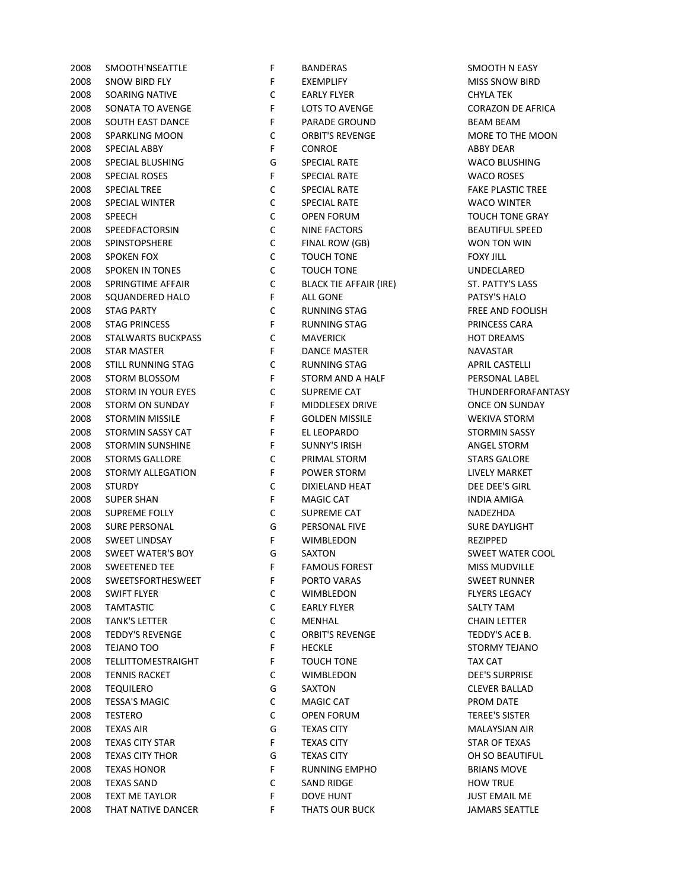| | | | | |
|---|---|---|---|---|
| 2008 | SMOOTH'NSEATTLE | F | BANDERAS | SMOOTH N EASY |
| 2008 | SNOW BIRD FLY | F | EXEMPLIFY | MISS SNOW BIRD |
| 2008 | SOARING NATIVE | C | EARLY FLYER | CHYLA TEK |
| 2008 | SONATA TO AVENGE | F | LOTS TO AVENGE | CORAZON DE AFRICA |
| 2008 | SOUTH EAST DANCE | F | PARADE GROUND | BEAM BEAM |
| 2008 | SPARKLING MOON | C | ORBIT'S REVENGE | MORE TO THE MOON |
| 2008 | SPECIAL ABBY | F | CONROE | ABBY DEAR |
| 2008 | SPECIAL BLUSHING | G | SPECIAL RATE | WACO BLUSHING |
| 2008 | SPECIAL ROSES | F | SPECIAL RATE | WACO ROSES |
| 2008 | SPECIAL TREE | C | SPECIAL RATE | FAKE PLASTIC TREE |
| 2008 | SPECIAL WINTER | C | SPECIAL RATE | WACO WINTER |
| 2008 | SPEECH | C | OPEN FORUM | TOUCH TONE GRAY |
| 2008 | SPEEDFACTORSIN | C | NINE FACTORS | BEAUTIFUL SPEED |
| 2008 | SPINSTOPSHERE | C | FINAL ROW (GB) | WON TON WIN |
| 2008 | SPOKEN FOX | C | TOUCH TONE | FOXY JILL |
| 2008 | SPOKEN IN TONES | C | TOUCH TONE | UNDECLARED |
| 2008 | SPRINGTIME AFFAIR | C | BLACK TIE AFFAIR (IRE) | ST. PATTY'S LASS |
| 2008 | SQUANDERED HALO | F | ALL GONE | PATSY'S HALO |
| 2008 | STAG PARTY | C | RUNNING STAG | FREE AND FOOLISH |
| 2008 | STAG PRINCESS | F | RUNNING STAG | PRINCESS CARA |
| 2008 | STALWARTS BUCKPASS | C | MAVERICK | HOT DREAMS |
| 2008 | STAR MASTER | F | DANCE MASTER | NAVASTAR |
| 2008 | STILL RUNNING STAG | C | RUNNING STAG | APRIL CASTELLI |
| 2008 | STORM BLOSSOM | F | STORM AND A HALF | PERSONAL LABEL |
| 2008 | STORM IN YOUR EYES | C | SUPREME CAT | THUNDERFORAFANTASY |
| 2008 | STORM ON SUNDAY | F | MIDDLESEX DRIVE | ONCE ON SUNDAY |
| 2008 | STORMIN MISSILE | F | GOLDEN MISSILE | WEKIVA STORM |
| 2008 | STORMIN SASSY CAT | F | EL LEOPARDO | STORMIN SASSY |
| 2008 | STORMIN SUNSHINE | F | SUNNY'S IRISH | ANGEL STORM |
| 2008 | STORMS GALLORE | C | PRIMAL STORM | STARS GALORE |
| 2008 | STORMY ALLEGATION | F | POWER STORM | LIVELY MARKET |
| 2008 | STURDY | C | DIXIELAND HEAT | DEE DEE'S GIRL |
| 2008 | SUPER SHAN | F | MAGIC CAT | INDIA AMIGA |
| 2008 | SUPREME FOLLY | C | SUPREME CAT | NADEZHDA |
| 2008 | SURE PERSONAL | G | PERSONAL FIVE | SURE DAYLIGHT |
| 2008 | SWEET LINDSAY | F | WIMBLEDON | REZIPPED |
| 2008 | SWEET WATER'S BOY | G | SAXTON | SWEET WATER COOL |
| 2008 | SWEETENED TEE | F | FAMOUS FOREST | MISS MUDVILLE |
| 2008 | SWEETSFORTHESWEET | F | PORTO VARAS | SWEET RUNNER |
| 2008 | SWIFT FLYER | C | WIMBLEDON | FLYERS LEGACY |
| 2008 | TAMTASTIC | C | EARLY FLYER | SALTY TAM |
| 2008 | TANK'S LETTER | C | MENHAL | CHAIN LETTER |
| 2008 | TEDDY'S REVENGE | C | ORBIT'S REVENGE | TEDDY'S ACE B. |
| 2008 | TEJANO TOO | F | HECKLE | STORMY TEJANO |
| 2008 | TELLITTOMESTRAIGHT | F | TOUCH TONE | TAX CAT |
| 2008 | TENNIS RACKET | C | WIMBLEDON | DEE'S SURPRISE |
| 2008 | TEQUILERO | G | SAXTON | CLEVER BALLAD |
| 2008 | TESSA'S MAGIC | C | MAGIC CAT | PROM DATE |
| 2008 | TESTERO | C | OPEN FORUM | TEREE'S SISTER |
| 2008 | TEXAS AIR | G | TEXAS CITY | MALAYSIAN AIR |
| 2008 | TEXAS CITY STAR | F | TEXAS CITY | STAR OF TEXAS |
| 2008 | TEXAS CITY THOR | G | TEXAS CITY | OH SO BEAUTIFUL |
| 2008 | TEXAS HONOR | F | RUNNING EMPHO | BRIANS MOVE |
| 2008 | TEXAS SAND | C | SAND RIDGE | HOW TRUE |
| 2008 | TEXT ME TAYLOR | F | DOVE HUNT | JUST EMAIL ME |
| 2008 | THAT NATIVE DANCER | F | THATS OUR BUCK | JAMARS SEATTLE |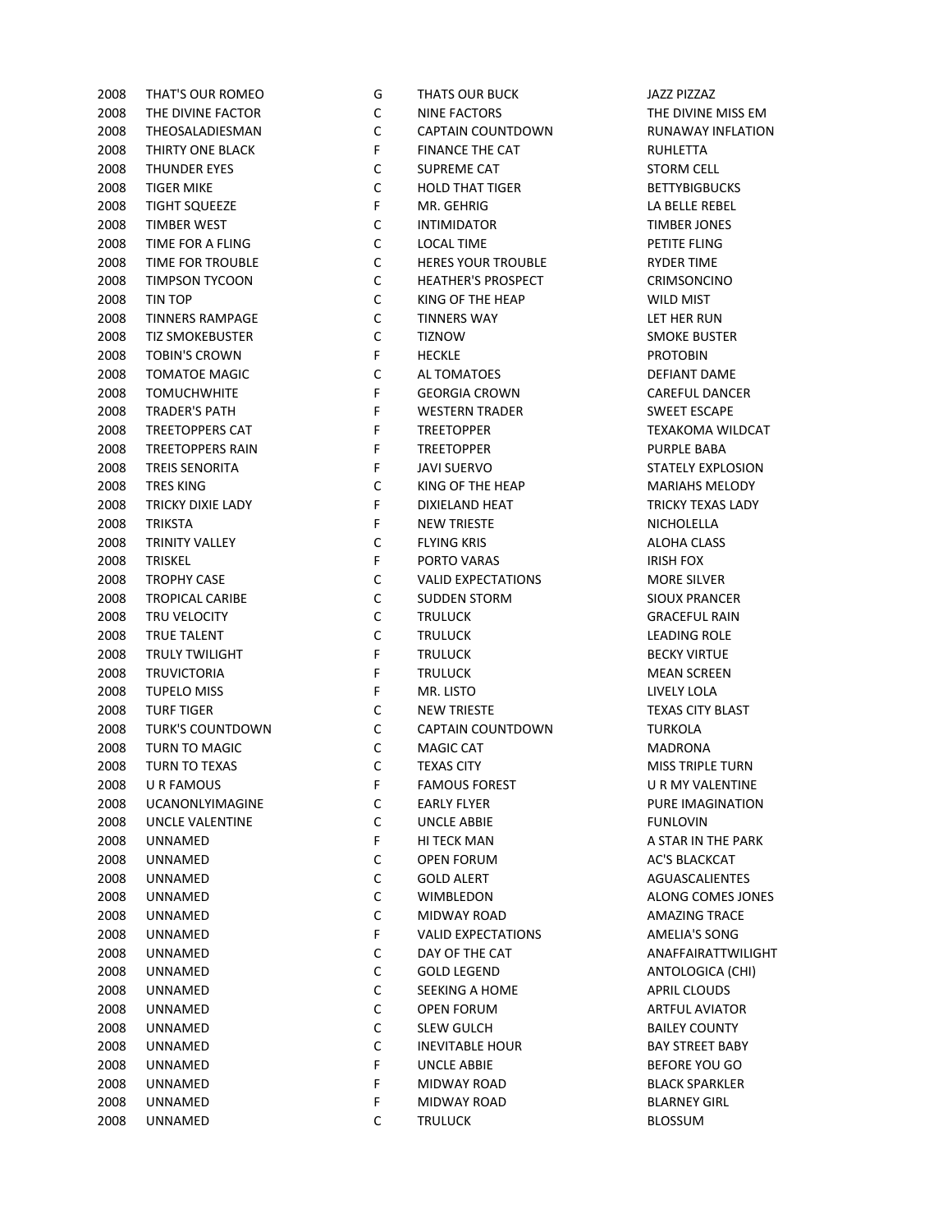| | | | | |
|---|---|---|---|---|
| 2008 | THAT'S OUR ROMEO | G | THATS OUR BUCK | JAZZ PIZZAZ |
| 2008 | THE DIVINE FACTOR | C | NINE FACTORS | THE DIVINE MISS EM |
| 2008 | THEOSALADIESMAN | C | CAPTAIN COUNTDOWN | RUNAWAY INFLATION |
| 2008 | THIRTY ONE BLACK | F | FINANCE THE CAT | RUHLETTA |
| 2008 | THUNDER EYES | C | SUPREME CAT | STORM CELL |
| 2008 | TIGER MIKE | C | HOLD THAT TIGER | BETTYBIGBUCKS |
| 2008 | TIGHT SQUEEZE | F | MR. GEHRIG | LA BELLE REBEL |
| 2008 | TIMBER WEST | C | INTIMIDATOR | TIMBER JONES |
| 2008 | TIME FOR A FLING | C | LOCAL TIME | PETITE FLING |
| 2008 | TIME FOR TROUBLE | C | HERES YOUR TROUBLE | RYDER TIME |
| 2008 | TIMPSON TYCOON | C | HEATHER'S PROSPECT | CRIMSONCINO |
| 2008 | TIN TOP | C | KING OF THE HEAP | WILD MIST |
| 2008 | TINNERS RAMPAGE | C | TINNERS WAY | LET HER RUN |
| 2008 | TIZ SMOKEBUSTER | C | TIZNOW | SMOKE BUSTER |
| 2008 | TOBIN'S CROWN | F | HECKLE | PROTOBIN |
| 2008 | TOMATOE MAGIC | C | AL TOMATOES | DEFIANT DAME |
| 2008 | TOMUCHWHITE | F | GEORGIA CROWN | CAREFUL DANCER |
| 2008 | TRADER'S PATH | F | WESTERN TRADER | SWEET ESCAPE |
| 2008 | TREETOPPERS CAT | F | TREETOPPER | TEXAKOMA WILDCAT |
| 2008 | TREETOPPERS RAIN | F | TREETOPPER | PURPLE BABA |
| 2008 | TREIS SENORITA | F | JAVI SUERVO | STATELY EXPLOSION |
| 2008 | TRES KING | C | KING OF THE HEAP | MARIAHS MELODY |
| 2008 | TRICKY DIXIE LADY | F | DIXIELAND HEAT | TRICKY TEXAS LADY |
| 2008 | TRIKSTA | F | NEW TRIESTE | NICHOLELLA |
| 2008 | TRINITY VALLEY | C | FLYING KRIS | ALOHA CLASS |
| 2008 | TRISKEL | F | PORTO VARAS | IRISH FOX |
| 2008 | TROPHY CASE | C | VALID EXPECTATIONS | MORE SILVER |
| 2008 | TROPICAL CARIBE | C | SUDDEN STORM | SIOUX PRANCER |
| 2008 | TRU VELOCITY | C | TRULUCK | GRACEFUL RAIN |
| 2008 | TRUE TALENT | C | TRULUCK | LEADING ROLE |
| 2008 | TRULY TWILIGHT | F | TRULUCK | BECKY VIRTUE |
| 2008 | TRUVICTORIA | F | TRULUCK | MEAN SCREEN |
| 2008 | TUPELO MISS | F | MR. LISTO | LIVELY LOLA |
| 2008 | TURF TIGER | C | NEW TRIESTE | TEXAS CITY BLAST |
| 2008 | TURK'S COUNTDOWN | C | CAPTAIN COUNTDOWN | TURKOLA |
| 2008 | TURN TO MAGIC | C | MAGIC CAT | MADRONA |
| 2008 | TURN TO TEXAS | C | TEXAS CITY | MISS TRIPLE TURN |
| 2008 | U R FAMOUS | F | FAMOUS FOREST | U R MY VALENTINE |
| 2008 | UCANONLYIMAGINE | C | EARLY FLYER | PURE IMAGINATION |
| 2008 | UNCLE VALENTINE | C | UNCLE ABBIE | FUNLOVIN |
| 2008 | UNNAMED | F | HI TECK MAN | A STAR IN THE PARK |
| 2008 | UNNAMED | C | OPEN FORUM | AC'S BLACKCAT |
| 2008 | UNNAMED | C | GOLD ALERT | AGUASCALIENTES |
| 2008 | UNNAMED | C | WIMBLEDON | ALONG COMES JONES |
| 2008 | UNNAMED | C | MIDWAY ROAD | AMAZING TRACE |
| 2008 | UNNAMED | F | VALID EXPECTATIONS | AMELIA'S SONG |
| 2008 | UNNAMED | C | DAY OF THE CAT | ANAFFAIRATTWILIGHT |
| 2008 | UNNAMED | C | GOLD LEGEND | ANTOLOGICA (CHI) |
| 2008 | UNNAMED | C | SEEKING A HOME | APRIL CLOUDS |
| 2008 | UNNAMED | C | OPEN FORUM | ARTFUL AVIATOR |
| 2008 | UNNAMED | C | SLEW GULCH | BAILEY COUNTY |
| 2008 | UNNAMED | C | INEVITABLE HOUR | BAY STREET BABY |
| 2008 | UNNAMED | F | UNCLE ABBIE | BEFORE YOU GO |
| 2008 | UNNAMED | F | MIDWAY ROAD | BLACK SPARKLER |
| 2008 | UNNAMED | F | MIDWAY ROAD | BLARNEY GIRL |
| 2008 | UNNAMED | C | TRULUCK | BLOSSUM |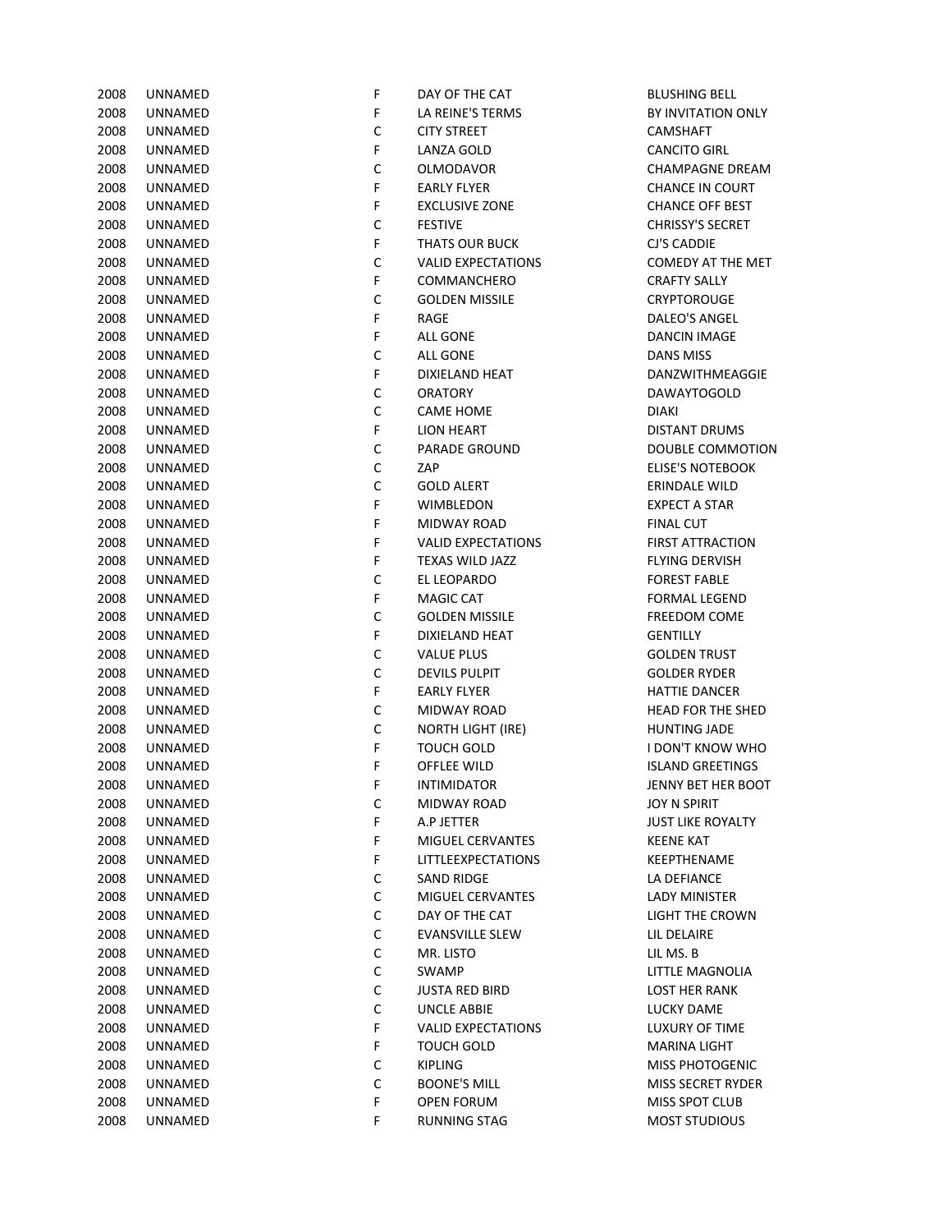| | | | | |
|---|---|---|---|---|
| 2008 | UNNAMED | F | DAY OF THE CAT | BLUSHING BELL |
| 2008 | UNNAMED | F | LA REINE'S TERMS | BY INVITATION ONLY |
| 2008 | UNNAMED | C | CITY STREET | CAMSHAFT |
| 2008 | UNNAMED | F | LANZA GOLD | CANCITO GIRL |
| 2008 | UNNAMED | C | OLMODAVOR | CHAMPAGNE DREAM |
| 2008 | UNNAMED | F | EARLY FLYER | CHANCE IN COURT |
| 2008 | UNNAMED | F | EXCLUSIVE ZONE | CHANCE OFF BEST |
| 2008 | UNNAMED | C | FESTIVE | CHRISSY'S SECRET |
| 2008 | UNNAMED | F | THATS OUR BUCK | CJ'S CADDIE |
| 2008 | UNNAMED | C | VALID EXPECTATIONS | COMEDY AT THE MET |
| 2008 | UNNAMED | F | COMMANCHERO | CRAFTY SALLY |
| 2008 | UNNAMED | C | GOLDEN MISSILE | CRYPTOROUGE |
| 2008 | UNNAMED | F | RAGE | DALEO'S ANGEL |
| 2008 | UNNAMED | F | ALL GONE | DANCIN IMAGE |
| 2008 | UNNAMED | C | ALL GONE | DANS MISS |
| 2008 | UNNAMED | F | DIXIELAND HEAT | DANZWITHMEAGGIE |
| 2008 | UNNAMED | C | ORATORY | DAWAYTOGOLD |
| 2008 | UNNAMED | C | CAME HOME | DIAKI |
| 2008 | UNNAMED | F | LION HEART | DISTANT DRUMS |
| 2008 | UNNAMED | C | PARADE GROUND | DOUBLE COMMOTION |
| 2008 | UNNAMED | C | ZAP | ELISE'S NOTEBOOK |
| 2008 | UNNAMED | C | GOLD ALERT | ERINDALE WILD |
| 2008 | UNNAMED | F | WIMBLEDON | EXPECT A STAR |
| 2008 | UNNAMED | F | MIDWAY ROAD | FINAL CUT |
| 2008 | UNNAMED | F | VALID EXPECTATIONS | FIRST ATTRACTION |
| 2008 | UNNAMED | F | TEXAS WILD JAZZ | FLYING DERVISH |
| 2008 | UNNAMED | C | EL LEOPARDO | FOREST FABLE |
| 2008 | UNNAMED | F | MAGIC CAT | FORMAL LEGEND |
| 2008 | UNNAMED | C | GOLDEN MISSILE | FREEDOM COME |
| 2008 | UNNAMED | F | DIXIELAND HEAT | GENTILLY |
| 2008 | UNNAMED | C | VALUE PLUS | GOLDEN TRUST |
| 2008 | UNNAMED | C | DEVILS PULPIT | GOLDER RYDER |
| 2008 | UNNAMED | F | EARLY FLYER | HATTIE DANCER |
| 2008 | UNNAMED | C | MIDWAY ROAD | HEAD FOR THE SHED |
| 2008 | UNNAMED | C | NORTH LIGHT (IRE) | HUNTING JADE |
| 2008 | UNNAMED | F | TOUCH GOLD | I DON'T KNOW WHO |
| 2008 | UNNAMED | F | OFFLEE WILD | ISLAND GREETINGS |
| 2008 | UNNAMED | F | INTIMIDATOR | JENNY BET HER BOOT |
| 2008 | UNNAMED | C | MIDWAY ROAD | JOY N SPIRIT |
| 2008 | UNNAMED | F | A.P JETTER | JUST LIKE ROYALTY |
| 2008 | UNNAMED | F | MIGUEL CERVANTES | KEENE KAT |
| 2008 | UNNAMED | F | LITTLEEXPECTATIONS | KEEPTHENAME |
| 2008 | UNNAMED | C | SAND RIDGE | LA DEFIANCE |
| 2008 | UNNAMED | C | MIGUEL CERVANTES | LADY MINISTER |
| 2008 | UNNAMED | C | DAY OF THE CAT | LIGHT THE CROWN |
| 2008 | UNNAMED | C | EVANSVILLE SLEW | LIL DELAIRE |
| 2008 | UNNAMED | C | MR. LISTO | LIL MS. B |
| 2008 | UNNAMED | C | SWAMP | LITTLE MAGNOLIA |
| 2008 | UNNAMED | C | JUSTA RED BIRD | LOST HER RANK |
| 2008 | UNNAMED | C | UNCLE ABBIE | LUCKY DAME |
| 2008 | UNNAMED | F | VALID EXPECTATIONS | LUXURY OF TIME |
| 2008 | UNNAMED | F | TOUCH GOLD | MARINA LIGHT |
| 2008 | UNNAMED | C | KIPLING | MISS PHOTOGENIC |
| 2008 | UNNAMED | C | BOONE'S MILL | MISS SECRET RYDER |
| 2008 | UNNAMED | F | OPEN FORUM | MISS SPOT CLUB |
| 2008 | UNNAMED | F | RUNNING STAG | MOST STUDIOUS |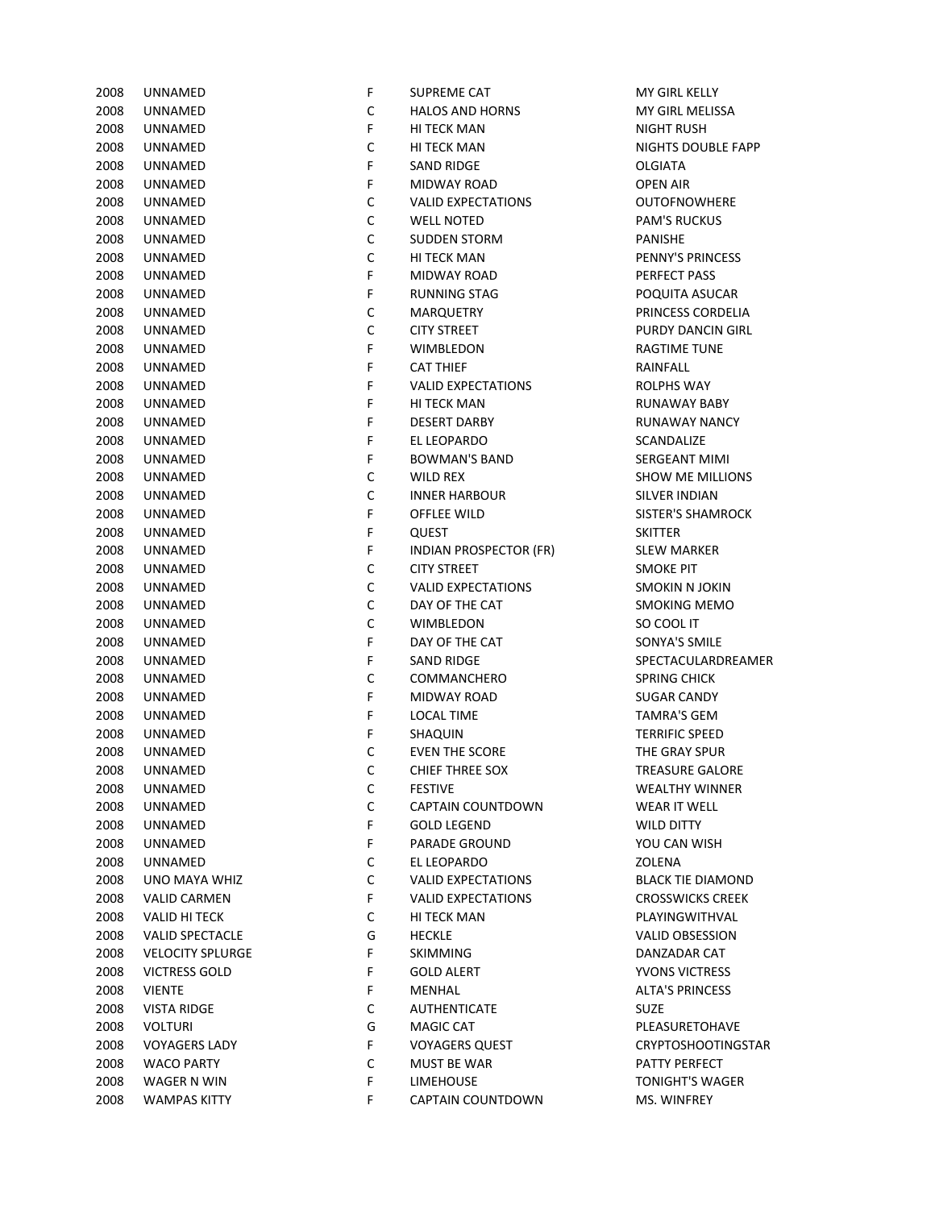| | | | | |
|---|---|---|---|---|
| 2008 | UNNAMED | F | SUPREME CAT | MY GIRL KELLY |
| 2008 | UNNAMED | C | HALOS AND HORNS | MY GIRL MELISSA |
| 2008 | UNNAMED | F | HI TECK MAN | NIGHT RUSH |
| 2008 | UNNAMED | C | HI TECK MAN | NIGHTS DOUBLE FAPP |
| 2008 | UNNAMED | F | SAND RIDGE | OLGIATA |
| 2008 | UNNAMED | F | MIDWAY ROAD | OPEN AIR |
| 2008 | UNNAMED | C | VALID EXPECTATIONS | OUTOFNOWHERE |
| 2008 | UNNAMED | C | WELL NOTED | PAM'S RUCKUS |
| 2008 | UNNAMED | C | SUDDEN STORM | PANISHE |
| 2008 | UNNAMED | C | HI TECK MAN | PENNY'S PRINCESS |
| 2008 | UNNAMED | F | MIDWAY ROAD | PERFECT PASS |
| 2008 | UNNAMED | F | RUNNING STAG | POQUITA ASUCAR |
| 2008 | UNNAMED | C | MARQUETRY | PRINCESS CORDELIA |
| 2008 | UNNAMED | C | CITY STREET | PURDY DANCIN GIRL |
| 2008 | UNNAMED | F | WIMBLEDON | RAGTIME TUNE |
| 2008 | UNNAMED | F | CAT THIEF | RAINFALL |
| 2008 | UNNAMED | F | VALID EXPECTATIONS | ROLPHS WAY |
| 2008 | UNNAMED | F | HI TECK MAN | RUNAWAY BABY |
| 2008 | UNNAMED | F | DESERT DARBY | RUNAWAY NANCY |
| 2008 | UNNAMED | F | EL LEOPARDO | SCANDALIZE |
| 2008 | UNNAMED | F | BOWMAN'S BAND | SERGEANT MIMI |
| 2008 | UNNAMED | C | WILD REX | SHOW ME MILLIONS |
| 2008 | UNNAMED | C | INNER HARBOUR | SILVER INDIAN |
| 2008 | UNNAMED | F | OFFLEE WILD | SISTER'S SHAMROCK |
| 2008 | UNNAMED | F | QUEST | SKITTER |
| 2008 | UNNAMED | F | INDIAN PROSPECTOR (FR) | SLEW MARKER |
| 2008 | UNNAMED | C | CITY STREET | SMOKE PIT |
| 2008 | UNNAMED | C | VALID EXPECTATIONS | SMOKIN N JOKIN |
| 2008 | UNNAMED | C | DAY OF THE CAT | SMOKING MEMO |
| 2008 | UNNAMED | C | WIMBLEDON | SO COOL IT |
| 2008 | UNNAMED | F | DAY OF THE CAT | SONYA'S SMILE |
| 2008 | UNNAMED | F | SAND RIDGE | SPECTACULARDREAMER |
| 2008 | UNNAMED | C | COMMANCHERO | SPRING CHICK |
| 2008 | UNNAMED | F | MIDWAY ROAD | SUGAR CANDY |
| 2008 | UNNAMED | F | LOCAL TIME | TAMRA'S GEM |
| 2008 | UNNAMED | F | SHAQUIN | TERRIFIC SPEED |
| 2008 | UNNAMED | C | EVEN THE SCORE | THE GRAY SPUR |
| 2008 | UNNAMED | C | CHIEF THREE SOX | TREASURE GALORE |
| 2008 | UNNAMED | C | FESTIVE | WEALTHY WINNER |
| 2008 | UNNAMED | C | CAPTAIN COUNTDOWN | WEAR IT WELL |
| 2008 | UNNAMED | F | GOLD LEGEND | WILD DITTY |
| 2008 | UNNAMED | F | PARADE GROUND | YOU CAN WISH |
| 2008 | UNNAMED | C | EL LEOPARDO | ZOLENA |
| 2008 | UNO MAYA WHIZ | C | VALID EXPECTATIONS | BLACK TIE DIAMOND |
| 2008 | VALID CARMEN | F | VALID EXPECTATIONS | CROSSWICKS CREEK |
| 2008 | VALID HI TECK | C | HI TECK MAN | PLAYINGWITHVAL |
| 2008 | VALID SPECTACLE | G | HECKLE | VALID OBSESSION |
| 2008 | VELOCITY SPLURGE | F | SKIMMING | DANZADAR CAT |
| 2008 | VICTRESS GOLD | F | GOLD ALERT | YVONS VICTRESS |
| 2008 | VIENTE | F | MENHAL | ALTA'S PRINCESS |
| 2008 | VISTA RIDGE | C | AUTHENTICATE | SUZE |
| 2008 | VOLTURI | G | MAGIC CAT | PLEASURETOHAVE |
| 2008 | VOYAGERS LADY | F | VOYAGERS QUEST | CRYPTOSHOOTINGSTAR |
| 2008 | WACO PARTY | C | MUST BE WAR | PATTY PERFECT |
| 2008 | WAGER N WIN | F | LIMEHOUSE | TONIGHT'S WAGER |
| 2008 | WAMPAS KITTY | F | CAPTAIN COUNTDOWN | MS. WINFREY |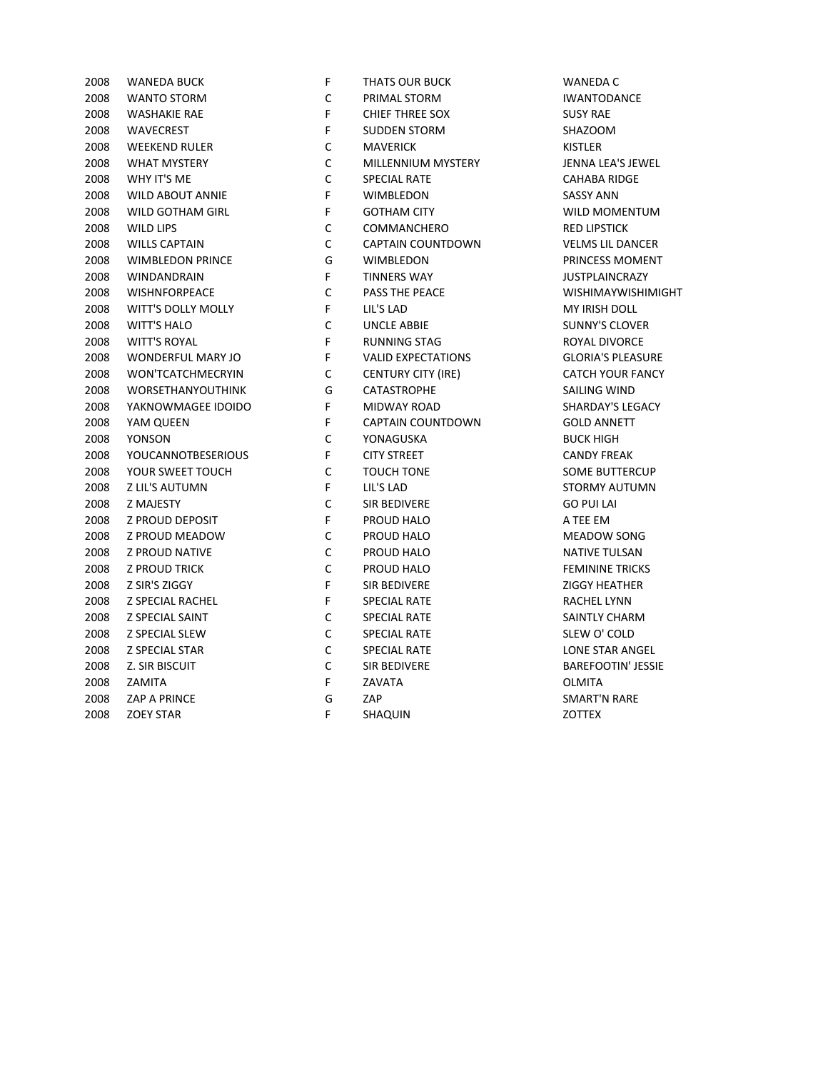| | | | | |
|---|---|---|---|---|
| 2008 | WANEDA BUCK | F | THATS OUR BUCK | WANEDA C |
| 2008 | WANTO STORM | C | PRIMAL STORM | IWANTODANCE |
| 2008 | WASHAKIE RAE | F | CHIEF THREE SOX | SUSY RAE |
| 2008 | WAVECREST | F | SUDDEN STORM | SHAZOOM |
| 2008 | WEEKEND RULER | C | MAVERICK | KISTLER |
| 2008 | WHAT MYSTERY | C | MILLENNIUM MYSTERY | JENNA LEA'S JEWEL |
| 2008 | WHY IT'S ME | C | SPECIAL RATE | CAHABA RIDGE |
| 2008 | WILD ABOUT ANNIE | F | WIMBLEDON | SASSY ANN |
| 2008 | WILD GOTHAM GIRL | F | GOTHAM CITY | WILD MOMENTUM |
| 2008 | WILD LIPS | C | COMMANCHERO | RED LIPSTICK |
| 2008 | WILLS CAPTAIN | C | CAPTAIN COUNTDOWN | VELMS LIL DANCER |
| 2008 | WIMBLEDON PRINCE | G | WIMBLEDON | PRINCESS MOMENT |
| 2008 | WINDANDRAIN | F | TINNERS WAY | JUSTPLAINCRAZY |
| 2008 | WISHNFORPEACE | C | PASS THE PEACE | WISHIMAYWISHIMIGHT |
| 2008 | WITT'S DOLLY MOLLY | F | LIL'S LAD | MY IRISH DOLL |
| 2008 | WITT'S HALO | C | UNCLE ABBIE | SUNNY'S CLOVER |
| 2008 | WITT'S ROYAL | F | RUNNING STAG | ROYAL DIVORCE |
| 2008 | WONDERFUL MARY JO | F | VALID EXPECTATIONS | GLORIA'S PLEASURE |
| 2008 | WON'TCATCHMECRYIN | C | CENTURY CITY (IRE) | CATCH YOUR FANCY |
| 2008 | WORSETHANYOUTHINK | G | CATASTROPHE | SAILING WIND |
| 2008 | YAKNOWMAGEE IDOIDO | F | MIDWAY ROAD | SHARDAY'S LEGACY |
| 2008 | YAM QUEEN | F | CAPTAIN COUNTDOWN | GOLD ANNETT |
| 2008 | YONSON | C | YONAGUSKA | BUCK HIGH |
| 2008 | YOUCANNOTBESERIOUS | F | CITY STREET | CANDY FREAK |
| 2008 | YOUR SWEET TOUCH | C | TOUCH TONE | SOME BUTTERCUP |
| 2008 | Z LIL'S AUTUMN | F | LIL'S LAD | STORMY AUTUMN |
| 2008 | Z MAJESTY | C | SIR BEDIVERE | GO PUI LAI |
| 2008 | Z PROUD DEPOSIT | F | PROUD HALO | A TEE EM |
| 2008 | Z PROUD MEADOW | C | PROUD HALO | MEADOW SONG |
| 2008 | Z PROUD NATIVE | C | PROUD HALO | NATIVE TULSAN |
| 2008 | Z PROUD TRICK | C | PROUD HALO | FEMININE TRICKS |
| 2008 | Z SIR'S ZIGGY | F | SIR BEDIVERE | ZIGGY HEATHER |
| 2008 | Z SPECIAL RACHEL | F | SPECIAL RATE | RACHEL LYNN |
| 2008 | Z SPECIAL SAINT | C | SPECIAL RATE | SAINTLY CHARM |
| 2008 | Z SPECIAL SLEW | C | SPECIAL RATE | SLEW O' COLD |
| 2008 | Z SPECIAL STAR | C | SPECIAL RATE | LONE STAR ANGEL |
| 2008 | Z. SIR BISCUIT | C | SIR BEDIVERE | BAREFOOTIN' JESSIE |
| 2008 | ZAMITA | F | ZAVATA | OLMITA |
| 2008 | ZAP A PRINCE | G | ZAP | SMART'N RARE |
| 2008 | ZOEY STAR | F | SHAQUIN | ZOTTEX |